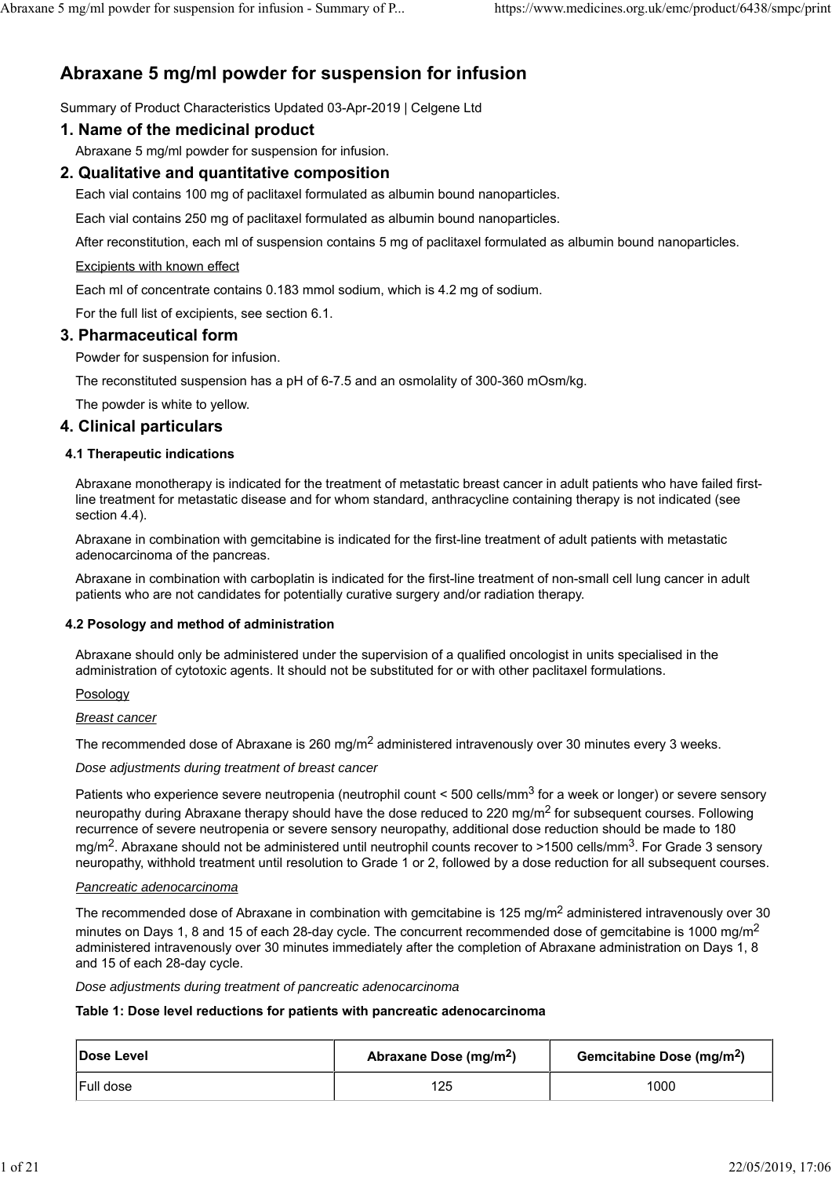# Abraxane 5 mg/ml powder for suspension for infusion

Summary of Product Characteristics Updated 03-Apr-2019 | Celgene Ltd

## 1. Name of the medicinal product

Abraxane 5 mg/ml powder for suspension for infusion.

## 2. Qualitative and quantitative composition

Each vial contains 100 mg of paclitaxel formulated as albumin bound nanoparticles.

Each vial contains 250 mg of paclitaxel formulated as albumin bound nanoparticles.

After reconstitution, each ml of suspension contains 5 mg of paclitaxel formulated as albumin bound nanoparticles.

Excipients with known effect

Each ml of concentrate contains 0.183 mmol sodium, which is 4.2 mg of sodium.

For the full list of excipients, see section 6.1.

## 3. Pharmaceutical form

Powder for suspension for infusion.

The reconstituted suspension has a pH of 6-7.5 and an osmolality of 300-360 mOsm/kg.

The powder is white to yellow.

## 4. Clinical particulars

### 4.1 Therapeutic indications

Abraxane monotherapy is indicated for the treatment of metastatic breast cancer in adult patients who have failed first-line treatment for metastatic disease and for whom standard, anthracycline containing therapy is not indicated (see section 4.4).

Abraxane in combination with gemcitabine is indicated for the first-line treatment of adult patients with metastatic adenocarcinoma of the pancreas.

Abraxane in combination with carboplatin is indicated for the first-line treatment of non-small cell lung cancer in adult patients who are not candidates for potentially curative surgery and/or radiation therapy.

### 4.2 Posology and method of administration

Abraxane should only be administered under the supervision of a qualified oncologist in units specialised in the administration of cytotoxic agents. It should not be substituted for or with other paclitaxel formulations.

Posology

*Breast cancer*

The recommended dose of Abraxane is 260 mg/m$^2$ administered intravenously over 30 minutes every 3 weeks.

*Dose adjustments during treatment of breast cancer*

Patients who experience severe neutropenia (neutrophil count < 500 cells/mm$^3$ for a week or longer) or severe sensory neuropathy during Abraxane therapy should have the dose reduced to 220 mg/m$^2$ for subsequent courses. Following recurrence of severe neutropenia or severe sensory neuropathy, additional dose reduction should be made to 180 mg/m$^2$. Abraxane should not be administered until neutrophil counts recover to >1500 cells/mm$^3$. For Grade 3 sensory neuropathy, withhold treatment until resolution to Grade 1 or 2, followed by a dose reduction for all subsequent courses.

*Pancreatic adenocarcinoma*

The recommended dose of Abraxane in combination with gemcitabine is 125 mg/m$^2$ administered intravenously over 30 minutes on Days 1, 8 and 15 of each 28-day cycle. The concurrent recommended dose of gemcitabine is 1000 mg/m$^2$ administered intravenously over 30 minutes immediately after the completion of Abraxane administration on Days 1, 8 and 15 of each 28-day cycle.

*Dose adjustments during treatment of pancreatic adenocarcinoma*

**Table 1: Dose level reductions for patients with pancreatic adenocarcinoma**

| Dose Level | Abraxane Dose (mg/m$^2$) | Gemcitabine Dose (mg/m$^2$) |
|---|---|---|
| Full dose | 125 | 1000 |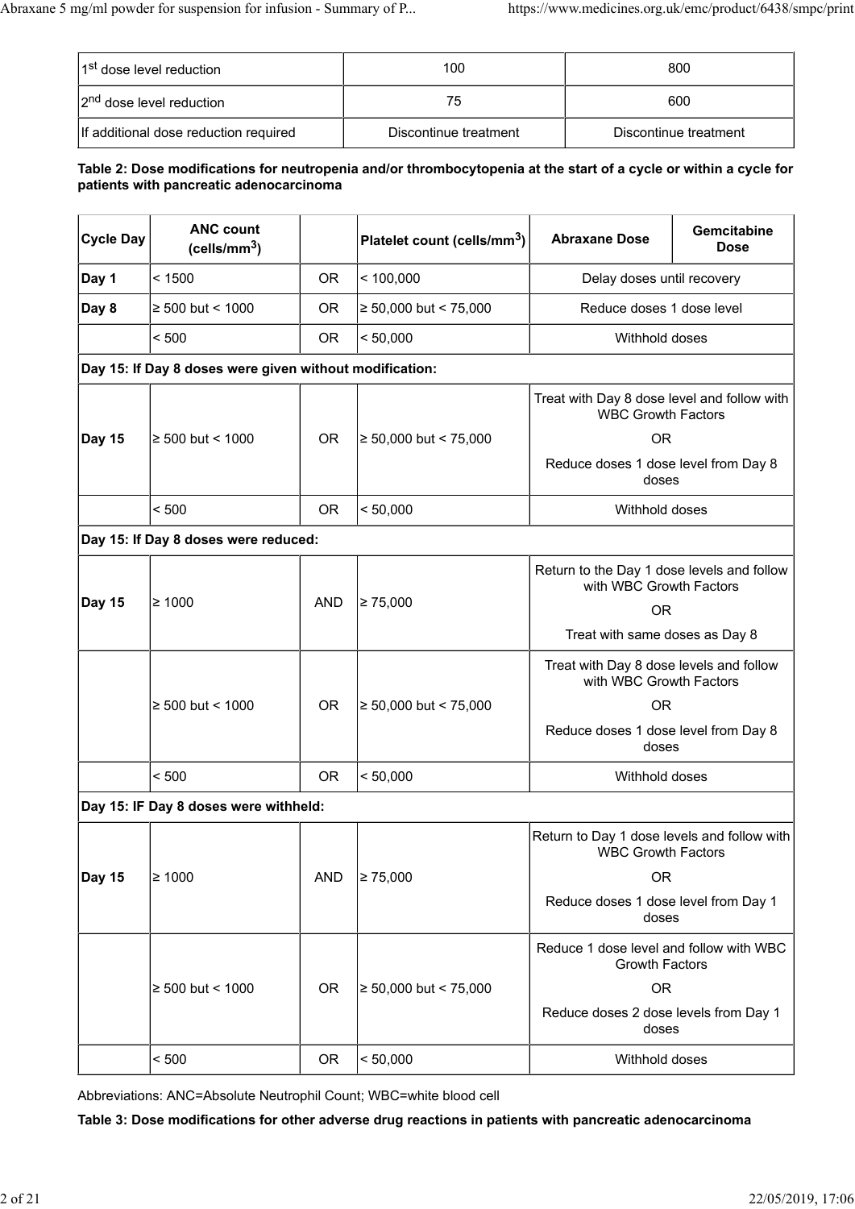| | | |
|---|---|---|
| 1st dose level reduction | 100 | 800 |
| 2nd dose level reduction | 75 | 600 |
| If additional dose reduction required | Discontinue treatment | Discontinue treatment |

**Table 2: Dose modifications for neutropenia and/or thrombocytopenia at the start of a cycle or within a cycle for patients with pancreatic adenocarcinoma**

| Cycle Day | ANC count (cells/mm$^3$) | | Platelet count (cells/mm$^3$) | Abraxane Dose | Gemcitabine Dose |
|---|---|---|---|---|---|
| **Day 1** | < 1500 | OR | < 100,000 | Delay doses until recovery | |
| **Day 8** | ≥ 500 but < 1000 | OR | ≥ 50,000 but < 75,000 | Reduce doses 1 dose level | |
| | < 500 | OR | < 50,000 | Withhold doses | |
| **Day 15: If Day 8 doses were given without modification:** | | | | | |
| **Day 15** | ≥ 500 but < 1000 | OR | ≥ 50,000 but < 75,000 | Treat with Day 8 dose level and follow with WBC Growth Factors<br>OR<br>Reduce doses 1 dose level from Day 8 doses | |
| | < 500 | OR | < 50,000 | Withhold doses | |
| **Day 15: If Day 8 doses were reduced:** | | | | | |
| **Day 15** | ≥ 1000 | AND | ≥ 75,000 | Return to the Day 1 dose levels and follow with WBC Growth Factors<br>OR<br>Treat with same doses as Day 8 | |
| | ≥ 500 but < 1000 | OR | ≥ 50,000 but < 75,000 | Treat with Day 8 dose levels and follow with WBC Growth Factors<br>OR<br>Reduce doses 1 dose level from Day 8 doses | |
| | < 500 | OR | < 50,000 | Withhold doses | |
| **Day 15: IF Day 8 doses were withheld:** | | | | | |
| **Day 15** | ≥ 1000 | AND | ≥ 75,000 | Return to Day 1 dose levels and follow with WBC Growth Factors<br>OR<br>Reduce doses 1 dose level from Day 1 doses | |
| | ≥ 500 but < 1000 | OR | ≥ 50,000 but < 75,000 | Reduce 1 dose level and follow with WBC Growth Factors<br>OR<br>Reduce doses 2 dose levels from Day 1 doses | |
| | < 500 | OR | < 50,000 | Withhold doses | |

Abbreviations: ANC=Absolute Neutrophil Count; WBC=white blood cell

**Table 3: Dose modifications for other adverse drug reactions in patients with pancreatic adenocarcinoma**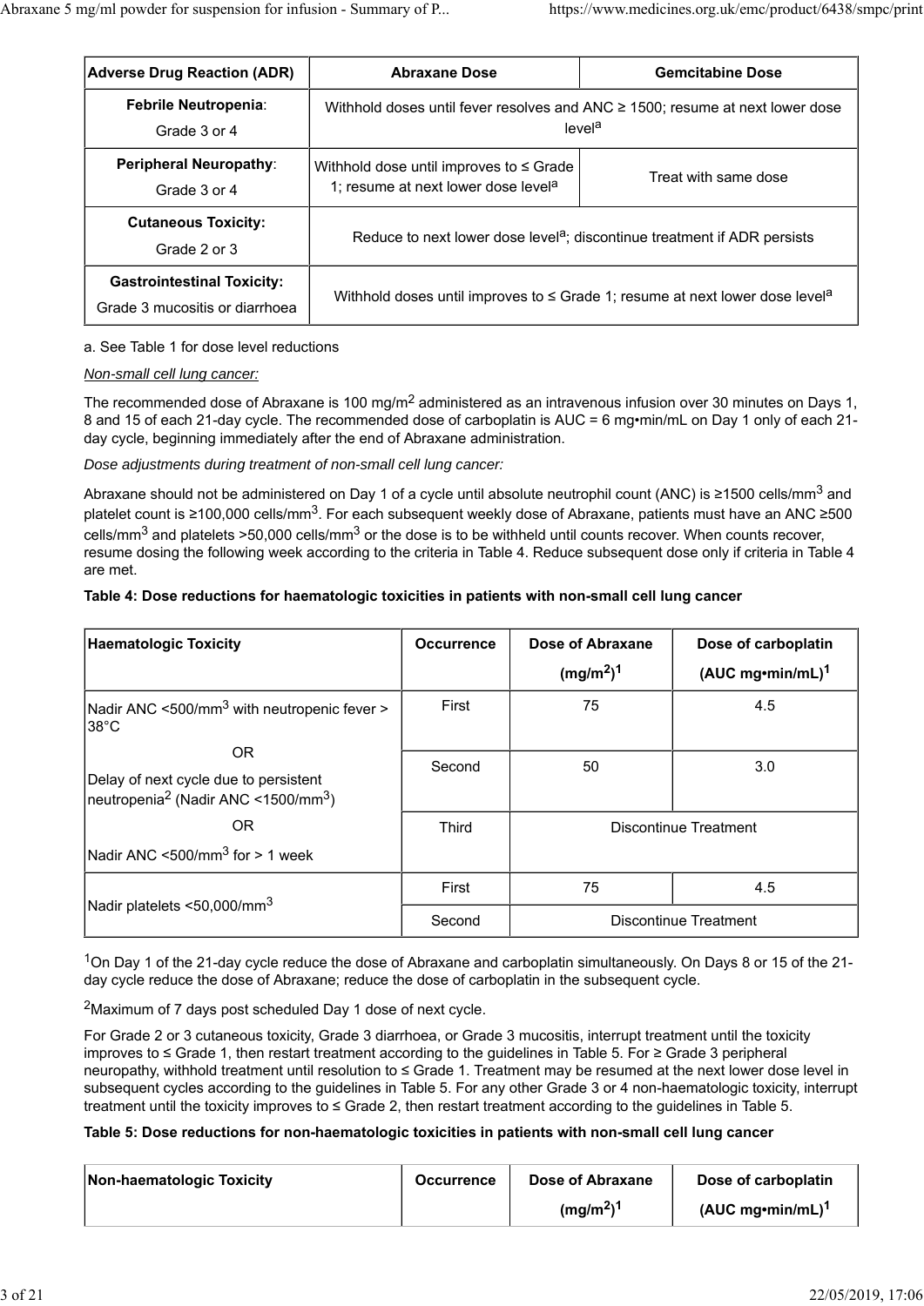| Adverse Drug Reaction (ADR) | Abraxane Dose | Gemcitabine Dose |
|---|---|---|
| **Febrile Neutropenia**: Grade 3 or 4 | Withhold doses until fever resolves and ANC ≥ 1500; resume at next lower dose level[a] | |
| **Peripheral Neuropathy**: Grade 3 or 4 | Withhold dose until improves to ≤ Grade 1; resume at next lower dose level[a] | Treat with same dose |
| **Cutaneous Toxicity:** Grade 2 or 3 | Reduce to next lower dose level[a]; discontinue treatment if ADR persists | |
| **Gastrointestinal Toxicity:** Grade 3 mucositis or diarrhoea | Withhold doses until improves to ≤ Grade 1; resume at next lower dose level[a] | |

a. See Table 1 for dose level reductions

*Non-small cell lung cancer:*

The recommended dose of Abraxane is 100 mg/m$^2$ administered as an intravenous infusion over 30 minutes on Days 1, 8 and 15 of each 21-day cycle. The recommended dose of carboplatin is AUC = 6 mg•min/mL on Day 1 only of each 21-day cycle, beginning immediately after the end of Abraxane administration.

*Dose adjustments during treatment of non-small cell lung cancer:*

Abraxane should not be administered on Day 1 of a cycle until absolute neutrophil count (ANC) is ≥1500 cells/mm$^3$ and platelet count is ≥100,000 cells/mm$^3$. For each subsequent weekly dose of Abraxane, patients must have an ANC ≥500 cells/mm$^3$ and platelets >50,000 cells/mm$^3$ or the dose is to be withheld until counts recover. When counts recover, resume dosing the following week according to the criteria in Table 4. Reduce subsequent dose only if criteria in Table 4 are met.

**Table 4: Dose reductions for haematologic toxicities in patients with non-small cell lung cancer**

| Haematologic Toxicity | Occurrence | Dose of Abraxane (mg/m$^2$)[1] | Dose of carboplatin (AUC mg•min/mL)[1] |
|---|---|---|---|
| Nadir ANC <500/mm$^3$ with neutropenic fever > 38°C OR Delay of next cycle due to persistent neutropenia[2] (Nadir ANC <1500/mm$^3$) OR Nadir ANC <500/mm$^3$ for > 1 week | First | 75 | 4.5 |
| | Second | 50 | 3.0 |
| | Third | Discontinue Treatment | |
| Nadir platelets <50,000/mm$^3$ | First | 75 | 4.5 |
| | Second | Discontinue Treatment | |

[1]On Day 1 of the 21-day cycle reduce the dose of Abraxane and carboplatin simultaneously. On Days 8 or 15 of the 21-day cycle reduce the dose of Abraxane; reduce the dose of carboplatin in the subsequent cycle.

[2]Maximum of 7 days post scheduled Day 1 dose of next cycle.

For Grade 2 or 3 cutaneous toxicity, Grade 3 diarrhoea, or Grade 3 mucositis, interrupt treatment until the toxicity improves to ≤ Grade 1, then restart treatment according to the guidelines in Table 5. For ≥ Grade 3 peripheral neuropathy, withhold treatment until resolution to ≤ Grade 1. Treatment may be resumed at the next lower dose level in subsequent cycles according to the guidelines in Table 5. For any other Grade 3 or 4 non-haematologic toxicity, interrupt treatment until the toxicity improves to ≤ Grade 2, then restart treatment according to the guidelines in Table 5.

**Table 5: Dose reductions for non-haematologic toxicities in patients with non-small cell lung cancer**

| Non-haematologic Toxicity | Occurrence | Dose of Abraxane (mg/m$^2$)[1] | Dose of carboplatin (AUC mg•min/mL)[1] |
|---|---|---|---|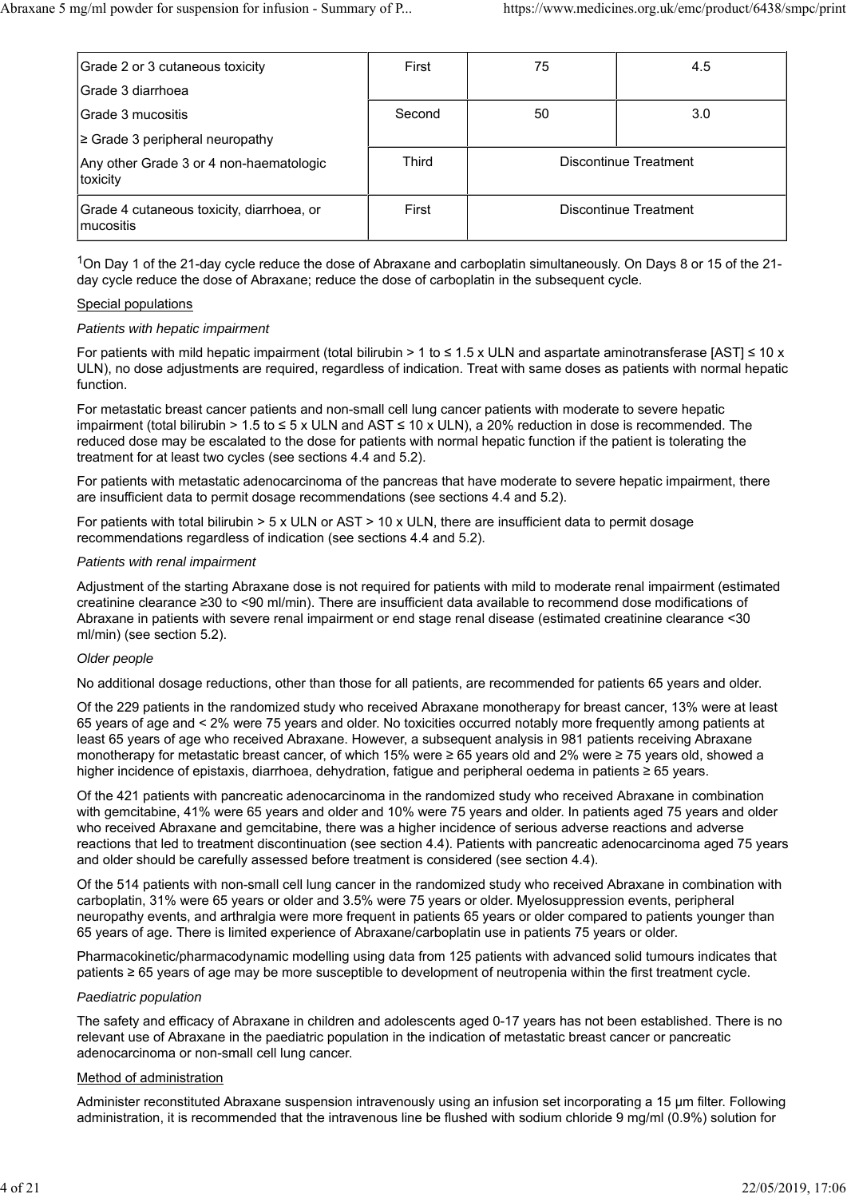| | | | |
|---|---|---|---|
| Grade 2 or 3 cutaneous toxicity<br>Grade 3 diarrhoea<br>Grade 3 mucositis<br>≥ Grade 3 peripheral neuropathy<br>Any other Grade 3 or 4 non-haematologic toxicity | First | 75 | 4.5 |
| | Second | 50 | 3.0 |
| | Third | Discontinue Treatment | |
| Grade 4 cutaneous toxicity, diarrhoea, or mucositis | First | Discontinue Treatment | |

[1]On Day 1 of the 21-day cycle reduce the dose of Abraxane and carboplatin simultaneously. On Days 8 or 15 of the 21-day cycle reduce the dose of Abraxane; reduce the dose of carboplatin in the subsequent cycle.

Special populations

*Patients with hepatic impairment*

For patients with mild hepatic impairment (total bilirubin > 1 to ≤ 1.5 x ULN and aspartate aminotransferase [AST] ≤ 10 x ULN), no dose adjustments are required, regardless of indication. Treat with same doses as patients with normal hepatic function.

For metastatic breast cancer patients and non-small cell lung cancer patients with moderate to severe hepatic impairment (total bilirubin > 1.5 to ≤ 5 x ULN and AST ≤ 10 x ULN), a 20% reduction in dose is recommended. The reduced dose may be escalated to the dose for patients with normal hepatic function if the patient is tolerating the treatment for at least two cycles (see sections 4.4 and 5.2).

For patients with metastatic adenocarcinoma of the pancreas that have moderate to severe hepatic impairment, there are insufficient data to permit dosage recommendations (see sections 4.4 and 5.2).

For patients with total bilirubin > 5 x ULN or AST > 10 x ULN, there are insufficient data to permit dosage recommendations regardless of indication (see sections 4.4 and 5.2).

*Patients with renal impairment*

Adjustment of the starting Abraxane dose is not required for patients with mild to moderate renal impairment (estimated creatinine clearance ≥30 to <90 ml/min). There are insufficient data available to recommend dose modifications of Abraxane in patients with severe renal impairment or end stage renal disease (estimated creatinine clearance <30 ml/min) (see section 5.2).

*Older people*

No additional dosage reductions, other than those for all patients, are recommended for patients 65 years and older.

Of the 229 patients in the randomized study who received Abraxane monotherapy for breast cancer, 13% were at least 65 years of age and < 2% were 75 years and older. No toxicities occurred notably more frequently among patients at least 65 years of age who received Abraxane. However, a subsequent analysis in 981 patients receiving Abraxane monotherapy for metastatic breast cancer, of which 15% were ≥ 65 years old and 2% were ≥ 75 years old, showed a higher incidence of epistaxis, diarrhoea, dehydration, fatigue and peripheral oedema in patients ≥ 65 years.

Of the 421 patients with pancreatic adenocarcinoma in the randomized study who received Abraxane in combination with gemcitabine, 41% were 65 years and older and 10% were 75 years and older. In patients aged 75 years and older who received Abraxane and gemcitabine, there was a higher incidence of serious adverse reactions and adverse reactions that led to treatment discontinuation (see section 4.4). Patients with pancreatic adenocarcinoma aged 75 years and older should be carefully assessed before treatment is considered (see section 4.4).

Of the 514 patients with non-small cell lung cancer in the randomized study who received Abraxane in combination with carboplatin, 31% were 65 years or older and 3.5% were 75 years or older. Myelosuppression events, peripheral neuropathy events, and arthralgia were more frequent in patients 65 years or older compared to patients younger than 65 years of age. There is limited experience of Abraxane/carboplatin use in patients 75 years or older.

Pharmacokinetic/pharmacodynamic modelling using data from 125 patients with advanced solid tumours indicates that patients ≥ 65 years of age may be more susceptible to development of neutropenia within the first treatment cycle.

*Paediatric population*

The safety and efficacy of Abraxane in children and adolescents aged 0-17 years has not been established. There is no relevant use of Abraxane in the paediatric population in the indication of metastatic breast cancer or pancreatic adenocarcinoma or non-small cell lung cancer.

Method of administration

Administer reconstituted Abraxane suspension intravenously using an infusion set incorporating a 15 μm filter. Following administration, it is recommended that the intravenous line be flushed with sodium chloride 9 mg/ml (0.9%) solution for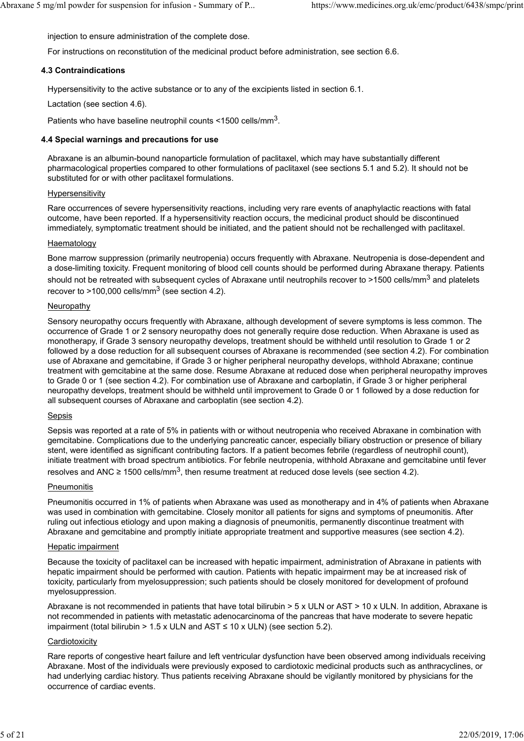injection to ensure administration of the complete dose.

For instructions on reconstitution of the medicinal product before administration, see section 6.6.

### 4.3 Contraindications

Hypersensitivity to the active substance or to any of the excipients listed in section 6.1.

Lactation (see section 4.6).

Patients who have baseline neutrophil counts <1500 cells/mm$^3$.

### 4.4 Special warnings and precautions for use

Abraxane is an albumin-bound nanoparticle formulation of paclitaxel, which may have substantially different pharmacological properties compared to other formulations of paclitaxel (see sections 5.1 and 5.2). It should not be substituted for or with other paclitaxel formulations.

Hypersensitivity

Rare occurrences of severe hypersensitivity reactions, including very rare events of anaphylactic reactions with fatal outcome, have been reported. If a hypersensitivity reaction occurs, the medicinal product should be discontinued immediately, symptomatic treatment should be initiated, and the patient should not be rechallenged with paclitaxel.

Haematology

Bone marrow suppression (primarily neutropenia) occurs frequently with Abraxane. Neutropenia is dose-dependent and a dose-limiting toxicity. Frequent monitoring of blood cell counts should be performed during Abraxane therapy. Patients should not be retreated with subsequent cycles of Abraxane until neutrophils recover to >1500 cells/mm$^3$ and platelets recover to >100,000 cells/mm$^3$ (see section 4.2).

Neuropathy

Sensory neuropathy occurs frequently with Abraxane, although development of severe symptoms is less common. The occurrence of Grade 1 or 2 sensory neuropathy does not generally require dose reduction. When Abraxane is used as monotherapy, if Grade 3 sensory neuropathy develops, treatment should be withheld until resolution to Grade 1 or 2 followed by a dose reduction for all subsequent courses of Abraxane is recommended (see section 4.2). For combination use of Abraxane and gemcitabine, if Grade 3 or higher peripheral neuropathy develops, withhold Abraxane; continue treatment with gemcitabine at the same dose. Resume Abraxane at reduced dose when peripheral neuropathy improves to Grade 0 or 1 (see section 4.2). For combination use of Abraxane and carboplatin, if Grade 3 or higher peripheral neuropathy develops, treatment should be withheld until improvement to Grade 0 or 1 followed by a dose reduction for all subsequent courses of Abraxane and carboplatin (see section 4.2).

Sepsis

Sepsis was reported at a rate of 5% in patients with or without neutropenia who received Abraxane in combination with gemcitabine. Complications due to the underlying pancreatic cancer, especially biliary obstruction or presence of biliary stent, were identified as significant contributing factors. If a patient becomes febrile (regardless of neutrophil count), initiate treatment with broad spectrum antibiotics. For febrile neutropenia, withhold Abraxane and gemcitabine until fever resolves and ANC ≥ 1500 cells/mm$^3$, then resume treatment at reduced dose levels (see section 4.2).

Pneumonitis

Pneumonitis occurred in 1% of patients when Abraxane was used as monotherapy and in 4% of patients when Abraxane was used in combination with gemcitabine. Closely monitor all patients for signs and symptoms of pneumonitis. After ruling out infectious etiology and upon making a diagnosis of pneumonitis, permanently discontinue treatment with Abraxane and gemcitabine and promptly initiate appropriate treatment and supportive measures (see section 4.2).

Hepatic impairment

Because the toxicity of paclitaxel can be increased with hepatic impairment, administration of Abraxane in patients with hepatic impairment should be performed with caution. Patients with hepatic impairment may be at increased risk of toxicity, particularly from myelosuppression; such patients should be closely monitored for development of profound myelosuppression.

Abraxane is not recommended in patients that have total bilirubin > 5 x ULN or AST > 10 x ULN. In addition, Abraxane is not recommended in patients with metastatic adenocarcinoma of the pancreas that have moderate to severe hepatic impairment (total bilirubin > 1.5 x ULN and AST ≤ 10 x ULN) (see section 5.2).

Cardiotoxicity

Rare reports of congestive heart failure and left ventricular dysfunction have been observed among individuals receiving Abraxane. Most of the individuals were previously exposed to cardiotoxic medicinal products such as anthracyclines, or had underlying cardiac history. Thus patients receiving Abraxane should be vigilantly monitored by physicians for the occurrence of cardiac events.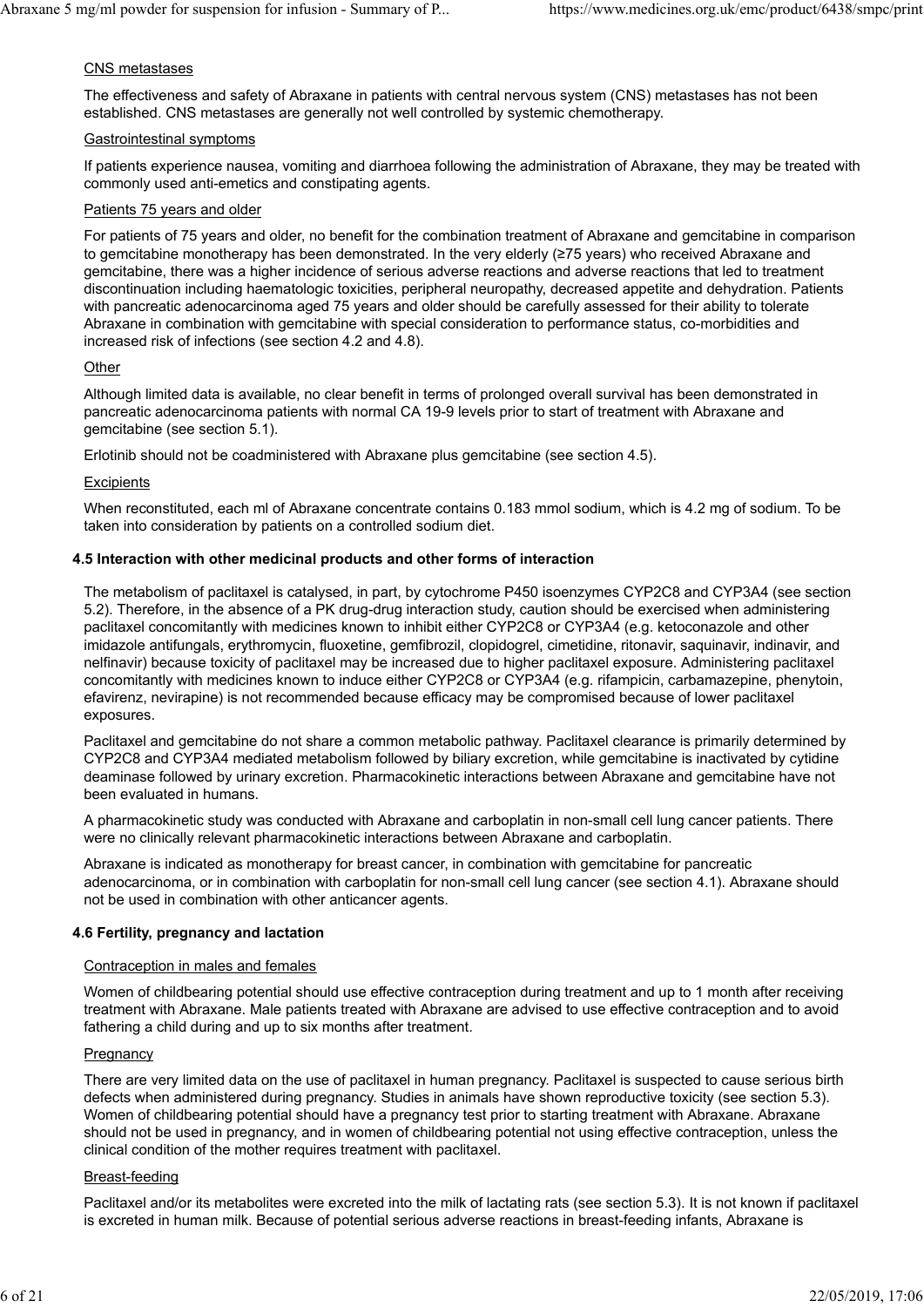CNS metastases

The effectiveness and safety of Abraxane in patients with central nervous system (CNS) metastases has not been established. CNS metastases are generally not well controlled by systemic chemotherapy.

Gastrointestinal symptoms

If patients experience nausea, vomiting and diarrhoea following the administration of Abraxane, they may be treated with commonly used anti-emetics and constipating agents.

Patients 75 years and older

For patients of 75 years and older, no benefit for the combination treatment of Abraxane and gemcitabine in comparison to gemcitabine monotherapy has been demonstrated. In the very elderly (≥75 years) who received Abraxane and gemcitabine, there was a higher incidence of serious adverse reactions and adverse reactions that led to treatment discontinuation including haematologic toxicities, peripheral neuropathy, decreased appetite and dehydration. Patients with pancreatic adenocarcinoma aged 75 years and older should be carefully assessed for their ability to tolerate Abraxane in combination with gemcitabine with special consideration to performance status, co-morbidities and increased risk of infections (see section 4.2 and 4.8).

Other

Although limited data is available, no clear benefit in terms of prolonged overall survival has been demonstrated in pancreatic adenocarcinoma patients with normal CA 19-9 levels prior to start of treatment with Abraxane and gemcitabine (see section 5.1).

Erlotinib should not be coadministered with Abraxane plus gemcitabine (see section 4.5).

Excipients

When reconstituted, each ml of Abraxane concentrate contains 0.183 mmol sodium, which is 4.2 mg of sodium. To be taken into consideration by patients on a controlled sodium diet.

**4.5 Interaction with other medicinal products and other forms of interaction**

The metabolism of paclitaxel is catalysed, in part, by cytochrome P450 isoenzymes CYP2C8 and CYP3A4 (see section 5.2). Therefore, in the absence of a PK drug-drug interaction study, caution should be exercised when administering paclitaxel concomitantly with medicines known to inhibit either CYP2C8 or CYP3A4 (e.g. ketoconazole and other imidazole antifungals, erythromycin, fluoxetine, gemfibrozil, clopidogrel, cimetidine, ritonavir, saquinavir, indinavir, and nelfinavir) because toxicity of paclitaxel may be increased due to higher paclitaxel exposure. Administering paclitaxel concomitantly with medicines known to induce either CYP2C8 or CYP3A4 (e.g. rifampicin, carbamazepine, phenytoin, efavirenz, nevirapine) is not recommended because efficacy may be compromised because of lower paclitaxel exposures.

Paclitaxel and gemcitabine do not share a common metabolic pathway. Paclitaxel clearance is primarily determined by CYP2C8 and CYP3A4 mediated metabolism followed by biliary excretion, while gemcitabine is inactivated by cytidine deaminase followed by urinary excretion. Pharmacokinetic interactions between Abraxane and gemcitabine have not been evaluated in humans.

A pharmacokinetic study was conducted with Abraxane and carboplatin in non-small cell lung cancer patients. There were no clinically relevant pharmacokinetic interactions between Abraxane and carboplatin.

Abraxane is indicated as monotherapy for breast cancer, in combination with gemcitabine for pancreatic adenocarcinoma, or in combination with carboplatin for non-small cell lung cancer (see section 4.1). Abraxane should not be used in combination with other anticancer agents.

**4.6 Fertility, pregnancy and lactation**

Contraception in males and females

Women of childbearing potential should use effective contraception during treatment and up to 1 month after receiving treatment with Abraxane. Male patients treated with Abraxane are advised to use effective contraception and to avoid fathering a child during and up to six months after treatment.

Pregnancy

There are very limited data on the use of paclitaxel in human pregnancy. Paclitaxel is suspected to cause serious birth defects when administered during pregnancy. Studies in animals have shown reproductive toxicity (see section 5.3). Women of childbearing potential should have a pregnancy test prior to starting treatment with Abraxane. Abraxane should not be used in pregnancy, and in women of childbearing potential not using effective contraception, unless the clinical condition of the mother requires treatment with paclitaxel.

Breast-feeding

Paclitaxel and/or its metabolites were excreted into the milk of lactating rats (see section 5.3). It is not known if paclitaxel is excreted in human milk. Because of potential serious adverse reactions in breast-feeding infants, Abraxane is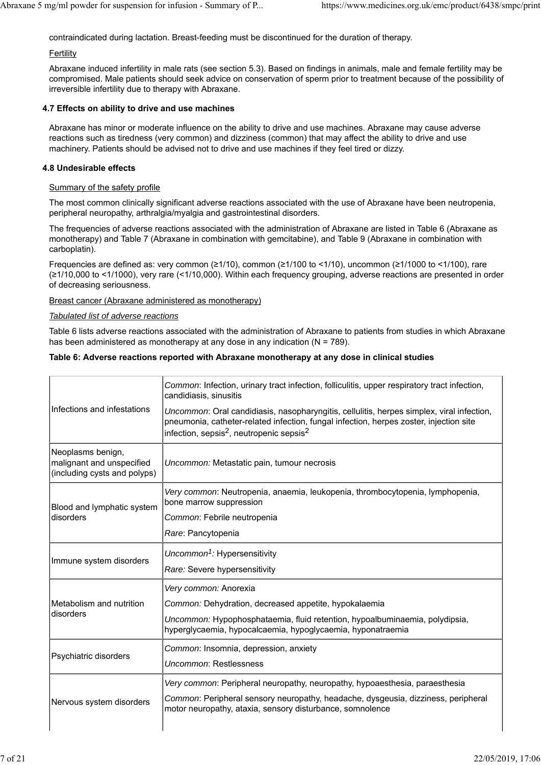contraindicated during lactation. Breast-feeding must be discontinued for the duration of therapy.

Fertility

Abraxane induced infertility in male rats (see section 5.3). Based on findings in animals, male and female fertility may be compromised. Male patients should seek advice on conservation of sperm prior to treatment because of the possibility of irreversible infertility due to therapy with Abraxane.

### 4.7 Effects on ability to drive and use machines

Abraxane has minor or moderate influence on the ability to drive and use machines. Abraxane may cause adverse reactions such as tiredness (very common) and dizziness (common) that may affect the ability to drive and use machinery. Patients should be advised not to drive and use machines if they feel tired or dizzy.

### 4.8 Undesirable effects

Summary of the safety profile

The most common clinically significant adverse reactions associated with the use of Abraxane have been neutropenia, peripheral neuropathy, arthralgia/myalgia and gastrointestinal disorders.

The frequencies of adverse reactions associated with the administration of Abraxane are listed in Table 6 (Abraxane as monotherapy) and Table 7 (Abraxane in combination with gemcitabine), and Table 9 (Abraxane in combination with carboplatin).

Frequencies are defined as: very common (≥1/10), common (≥1/100 to <1/10), uncommon (≥1/1000 to <1/100), rare (≥1/10,000 to <1/1000), very rare (<1/10,000). Within each frequency grouping, adverse reactions are presented in order of decreasing seriousness.

Breast cancer (Abraxane administered as monotherapy)

*Tabulated list of adverse reactions*

Table 6 lists adverse reactions associated with the administration of Abraxane to patients from studies in which Abraxane has been administered as monotherapy at any dose in any indication (N = 789).

**Table 6: Adverse reactions reported with Abraxane monotherapy at any dose in clinical studies**

| | |
|---|---|
| Infections and infestations | *Common*: Infection, urinary tract infection, folliculitis, upper respiratory tract infection, candidiasis, sinusitis<br>*Uncommon*: Oral candidiasis, nasopharyngitis, cellulitis, herpes simplex, viral infection, pneumonia, catheter-related infection, fungal infection, herpes zoster, injection site infection, sepsis[2], neutropenic sepsis[2] |
| Neoplasms benign, malignant and unspecified (including cysts and polyps) | *Uncommon:* Metastatic pain, tumour necrosis |
| Blood and lymphatic system disorders | *Very common*: Neutropenia, anaemia, leukopenia, thrombocytopenia, lymphopenia, bone marrow suppression<br>*Common*: Febrile neutropenia<br>*Rare*: Pancytopenia |
| Immune system disorders | *Uncommon[1]:* Hypersensitivity<br>*Rare:* Severe hypersensitivity |
| Metabolism and nutrition disorders | *Very common:* Anorexia<br>*Common:* Dehydration, decreased appetite, hypokalaemia<br>*Uncommon:* Hypophosphataemia, fluid retention, hypoalbuminaemia, polydipsia, hyperglycaemia, hypocalcaemia, hypoglycaemia, hyponatraemia |
| Psychiatric disorders | *Common*: Insomnia, depression, anxiety<br>*Uncommon*: Restlessness |
| Nervous system disorders | *Very common*: Peripheral neuropathy, neuropathy, hypoaesthesia, paraesthesia<br>*Common*: Peripheral sensory neuropathy, headache, dysgeusia, dizziness, peripheral motor neuropathy, ataxia, sensory disturbance, somnolence |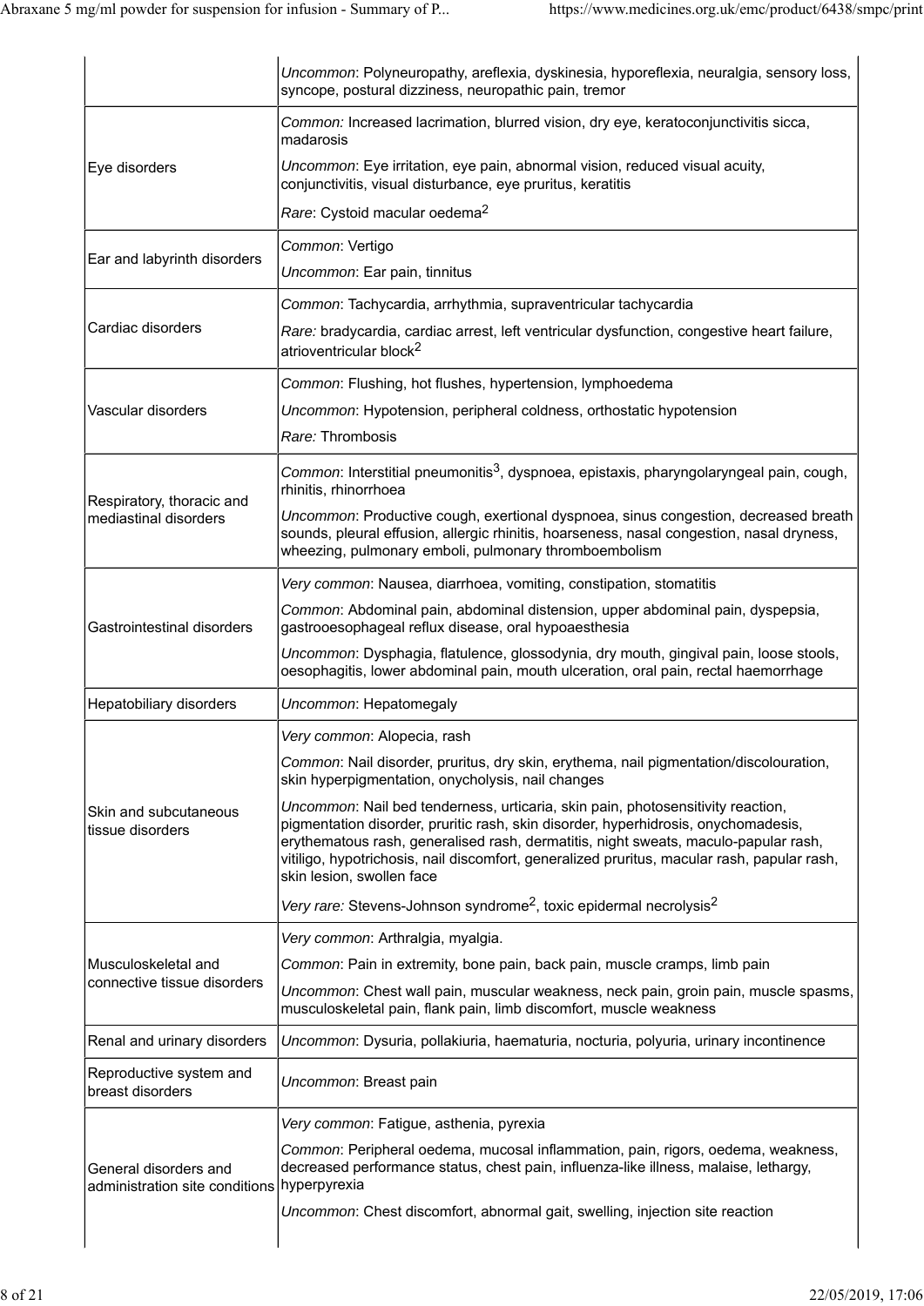| | |
|---|---|
| | *Uncommon*: Polyneuropathy, areflexia, dyskinesia, hyporeflexia, neuralgia, sensory loss, syncope, postural dizziness, neuropathic pain, tremor |
| Eye disorders | *Common:* Increased lacrimation, blurred vision, dry eye, keratoconjunctivitis sicca, madarosis<br>*Uncommon*: Eye irritation, eye pain, abnormal vision, reduced visual acuity, conjunctivitis, visual disturbance, eye pruritus, keratitis<br>*Rare*: Cystoid macular oedema[2] |
| Ear and labyrinth disorders | *Common*: Vertigo<br>*Uncommon*: Ear pain, tinnitus |
| Cardiac disorders | *Common*: Tachycardia, arrhythmia, supraventricular tachycardia<br>*Rare:* bradycardia, cardiac arrest, left ventricular dysfunction, congestive heart failure, atrioventricular block[2] |
| Vascular disorders | *Common*: Flushing, hot flushes, hypertension, lymphoedema<br>*Uncommon*: Hypotension, peripheral coldness, orthostatic hypotension<br>*Rare:* Thrombosis |
| Respiratory, thoracic and mediastinal disorders | *Common*: Interstitial pneumonitis[3], dyspnoea, epistaxis, pharyngolaryngeal pain, cough, rhinitis, rhinorrhoea<br>*Uncommon*: Productive cough, exertional dyspnoea, sinus congestion, decreased breath sounds, pleural effusion, allergic rhinitis, hoarseness, nasal congestion, nasal dryness, wheezing, pulmonary emboli, pulmonary thromboembolism |
| Gastrointestinal disorders | *Very common*: Nausea, diarrhoea, vomiting, constipation, stomatitis<br>*Common*: Abdominal pain, abdominal distension, upper abdominal pain, dyspepsia, gastrooesophageal reflux disease, oral hypoaesthesia<br>*Uncommon*: Dysphagia, flatulence, glossodynia, dry mouth, gingival pain, loose stools, oesophagitis, lower abdominal pain, mouth ulceration, oral pain, rectal haemorrhage |
| Hepatobiliary disorders | *Uncommon*: Hepatomegaly |
| Skin and subcutaneous tissue disorders | *Very common*: Alopecia, rash<br>*Common*: Nail disorder, pruritus, dry skin, erythema, nail pigmentation/discolouration, skin hyperpigmentation, onycholysis, nail changes<br>*Uncommon*: Nail bed tenderness, urticaria, skin pain, photosensitivity reaction, pigmentation disorder, pruritic rash, skin disorder, hyperhidrosis, onychomadesis, erythematous rash, generalised rash, dermatitis, night sweats, maculo-papular rash, vitiligo, hypotrichosis, nail discomfort, generalized pruritus, macular rash, papular rash, skin lesion, swollen face<br>*Very rare:* Stevens-Johnson syndrome[2], toxic epidermal necrolysis[2] |
| Musculoskeletal and connective tissue disorders | *Very common*: Arthralgia, myalgia.<br>*Common*: Pain in extremity, bone pain, back pain, muscle cramps, limb pain<br>*Uncommon*: Chest wall pain, muscular weakness, neck pain, groin pain, muscle spasms, musculoskeletal pain, flank pain, limb discomfort, muscle weakness |
| Renal and urinary disorders | *Uncommon*: Dysuria, pollakiuria, haematuria, nocturia, polyuria, urinary incontinence |
| Reproductive system and breast disorders | *Uncommon*: Breast pain |
| General disorders and administration site conditions | *Very common*: Fatigue, asthenia, pyrexia<br>*Common*: Peripheral oedema, mucosal inflammation, pain, rigors, oedema, weakness, decreased performance status, chest pain, influenza-like illness, malaise, lethargy, hyperpyrexia<br>*Uncommon*: Chest discomfort, abnormal gait, swelling, injection site reaction |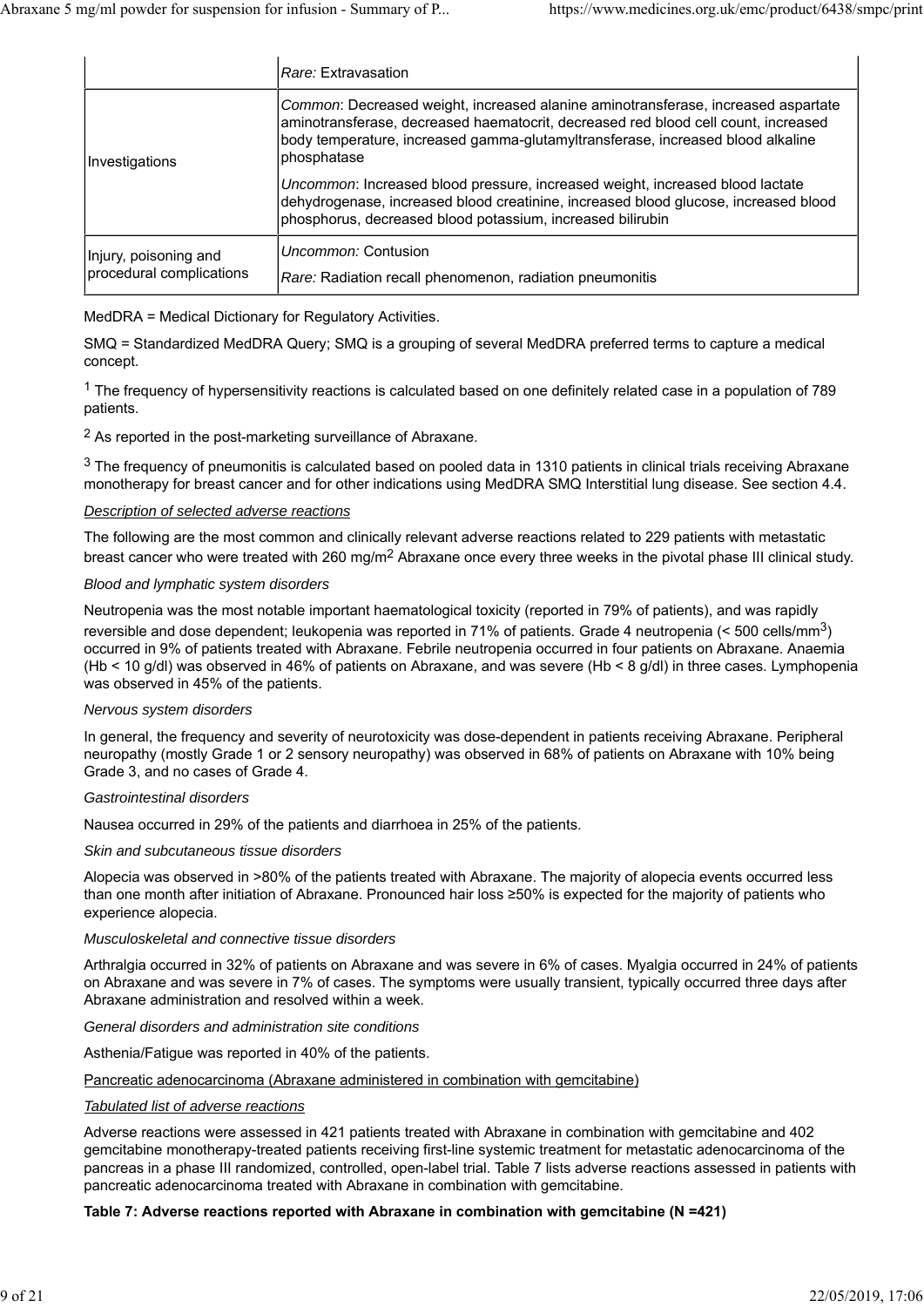| | |
|---|---|
| | *Rare:* Extravasation |
| Investigations | *Common*: Decreased weight, increased alanine aminotransferase, increased aspartate aminotransferase, decreased haematocrit, decreased red blood cell count, increased body temperature, increased gamma-glutamyltransferase, increased blood alkaline phosphatase<br><br>*Uncommon*: Increased blood pressure, increased weight, increased blood lactate dehydrogenase, increased blood creatinine, increased blood glucose, increased blood phosphorus, decreased blood potassium, increased bilirubin |
| Injury, poisoning and procedural complications | *Uncommon:* Contusion<br><br>*Rare:* Radiation recall phenomenon, radiation pneumonitis |

MedDRA = Medical Dictionary for Regulatory Activities.

SMQ = Standardized MedDRA Query; SMQ is a grouping of several MedDRA preferred terms to capture a medical concept.

[1] The frequency of hypersensitivity reactions is calculated based on one definitely related case in a population of 789 patients.

[2] As reported in the post-marketing surveillance of Abraxane.

[3] The frequency of pneumonitis is calculated based on pooled data in 1310 patients in clinical trials receiving Abraxane monotherapy for breast cancer and for other indications using MedDRA SMQ Interstitial lung disease. See section 4.4.

*Description of selected adverse reactions*

The following are the most common and clinically relevant adverse reactions related to 229 patients with metastatic breast cancer who were treated with 260 mg/m$^2$ Abraxane once every three weeks in the pivotal phase III clinical study.

*Blood and lymphatic system disorders*

Neutropenia was the most notable important haematological toxicity (reported in 79% of patients), and was rapidly reversible and dose dependent; leukopenia was reported in 71% of patients. Grade 4 neutropenia (< 500 cells/mm$^3$) occurred in 9% of patients treated with Abraxane. Febrile neutropenia occurred in four patients on Abraxane. Anaemia (Hb < 10 g/dl) was observed in 46% of patients on Abraxane, and was severe (Hb < 8 g/dl) in three cases. Lymphopenia was observed in 45% of the patients.

*Nervous system disorders*

In general, the frequency and severity of neurotoxicity was dose-dependent in patients receiving Abraxane. Peripheral neuropathy (mostly Grade 1 or 2 sensory neuropathy) was observed in 68% of patients on Abraxane with 10% being Grade 3, and no cases of Grade 4.

*Gastrointestinal disorders*

Nausea occurred in 29% of the patients and diarrhoea in 25% of the patients.

*Skin and subcutaneous tissue disorders*

Alopecia was observed in >80% of the patients treated with Abraxane. The majority of alopecia events occurred less than one month after initiation of Abraxane. Pronounced hair loss ≥50% is expected for the majority of patients who experience alopecia.

*Musculoskeletal and connective tissue disorders*

Arthralgia occurred in 32% of patients on Abraxane and was severe in 6% of cases. Myalgia occurred in 24% of patients on Abraxane and was severe in 7% of cases. The symptoms were usually transient, typically occurred three days after Abraxane administration and resolved within a week.

*General disorders and administration site conditions*

Asthenia/Fatigue was reported in 40% of the patients.

Pancreatic adenocarcinoma (Abraxane administered in combination with gemcitabine)

*Tabulated list of adverse reactions*

Adverse reactions were assessed in 421 patients treated with Abraxane in combination with gemcitabine and 402 gemcitabine monotherapy-treated patients receiving first-line systemic treatment for metastatic adenocarcinoma of the pancreas in a phase III randomized, controlled, open-label trial. Table 7 lists adverse reactions assessed in patients with pancreatic adenocarcinoma treated with Abraxane in combination with gemcitabine.

**Table 7: Adverse reactions reported with Abraxane in combination with gemcitabine (N =421)**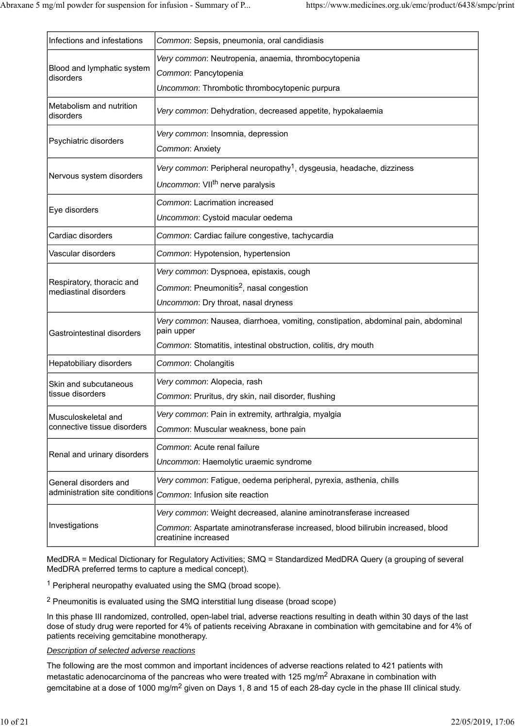| | |
|---|---|
| Infections and infestations | *Common*: Sepsis, pneumonia, oral candidiasis |
| Blood and lymphatic system disorders | *Very common*: Neutropenia, anaemia, thrombocytopenia<br>*Common*: Pancytopenia<br>*Uncommon*: Thrombotic thrombocytopenic purpura |
| Metabolism and nutrition disorders | *Very common*: Dehydration, decreased appetite, hypokalaemia |
| Psychiatric disorders | *Very common*: Insomnia, depression<br>*Common*: Anxiety |
| Nervous system disorders | *Very common*: Peripheral neuropathy[1], dysgeusia, headache, dizziness<br>*Uncommon*: VII$^{th}$ nerve paralysis |
| Eye disorders | *Common*: Lacrimation increased<br>*Uncommon*: Cystoid macular oedema |
| Cardiac disorders | *Common*: Cardiac failure congestive, tachycardia |
| Vascular disorders | *Common*: Hypotension, hypertension |
| Respiratory, thoracic and mediastinal disorders | *Very common*: Dyspnoea, epistaxis, cough<br>*Common*: Pneumonitis[2], nasal congestion<br>*Uncommon*: Dry throat, nasal dryness |
| Gastrointestinal disorders | *Very common*: Nausea, diarrhoea, vomiting, constipation, abdominal pain, abdominal pain upper<br>*Common*: Stomatitis, intestinal obstruction, colitis, dry mouth |
| Hepatobiliary disorders | *Common*: Cholangitis |
| Skin and subcutaneous tissue disorders | *Very common*: Alopecia, rash<br>*Common*: Pruritus, dry skin, nail disorder, flushing |
| Musculoskeletal and connective tissue disorders | *Very common*: Pain in extremity, arthralgia, myalgia<br>*Common*: Muscular weakness, bone pain |
| Renal and urinary disorders | *Common*: Acute renal failure<br>*Uncommon*: Haemolytic uraemic syndrome |
| General disorders and administration site conditions | *Very common*: Fatigue, oedema peripheral, pyrexia, asthenia, chills<br>*Common*: Infusion site reaction |
| Investigations | *Very common*: Weight decreased, alanine aminotransferase increased<br>*Common*: Aspartate aminotransferase increased, blood bilirubin increased, blood creatinine increased |

MedDRA = Medical Dictionary for Regulatory Activities; SMQ = Standardized MedDRA Query (a grouping of several MedDRA preferred terms to capture a medical concept).

[1] Peripheral neuropathy evaluated using the SMQ (broad scope).

[2] Pneumonitis is evaluated using the SMQ interstitial lung disease (broad scope)

In this phase III randomized, controlled, open-label trial, adverse reactions resulting in death within 30 days of the last dose of study drug were reported for 4% of patients receiving Abraxane in combination with gemcitabine and for 4% of patients receiving gemcitabine monotherapy.

*Description of selected adverse reactions*

The following are the most common and important incidences of adverse reactions related to 421 patients with metastatic adenocarcinoma of the pancreas who were treated with 125 mg/m$^2$ Abraxane in combination with gemcitabine at a dose of 1000 mg/m$^2$ given on Days 1, 8 and 15 of each 28-day cycle in the phase III clinical study.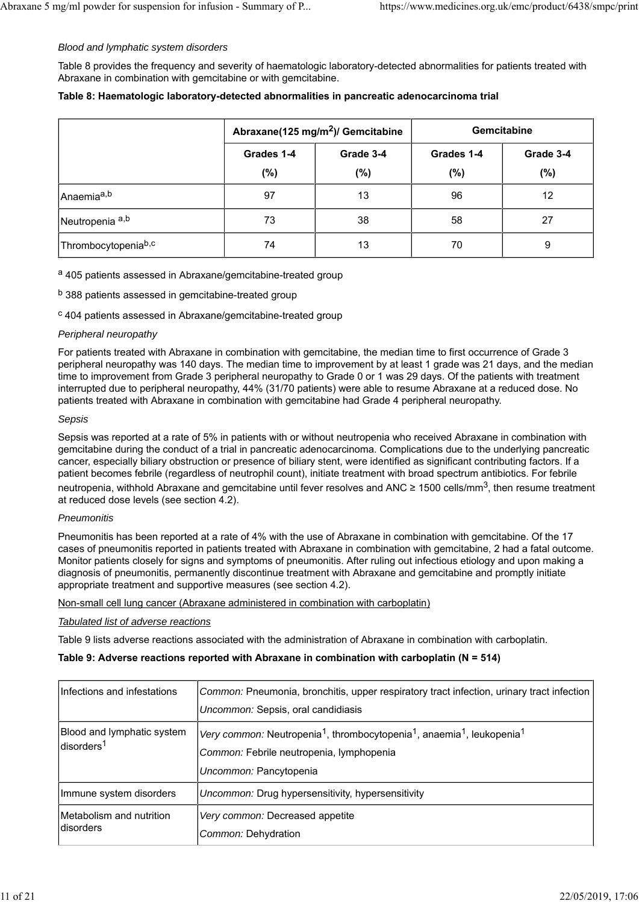*Blood and lymphatic system disorders*

Table 8 provides the frequency and severity of haematologic laboratory-detected abnormalities for patients treated with Abraxane in combination with gemcitabine or with gemcitabine.

**Table 8: Haematologic laboratory-detected abnormalities in pancreatic adenocarcinoma trial**

| | Abraxane(125 mg/m$^2$)/ Gemcitabine | | Gemcitabine | |
|---|---|---|---|---|
| | Grades 1-4 (%) | Grade 3-4 (%) | Grades 1-4 (%) | Grade 3-4 (%) |
| Anaemia[a,b] | 97 | 13 | 96 | 12 |
| Neutropenia [a,b] | 73 | 38 | 58 | 27 |
| Thrombocytopenia[b,c] | 74 | 13 | 70 | 9 |

[a] 405 patients assessed in Abraxane/gemcitabine-treated group

[b] 388 patients assessed in gemcitabine-treated group

[c] 404 patients assessed in Abraxane/gemcitabine-treated group

*Peripheral neuropathy*

For patients treated with Abraxane in combination with gemcitabine, the median time to first occurrence of Grade 3 peripheral neuropathy was 140 days. The median time to improvement by at least 1 grade was 21 days, and the median time to improvement from Grade 3 peripheral neuropathy to Grade 0 or 1 was 29 days. Of the patients with treatment interrupted due to peripheral neuropathy, 44% (31/70 patients) were able to resume Abraxane at a reduced dose. No patients treated with Abraxane in combination with gemcitabine had Grade 4 peripheral neuropathy.

*Sepsis*

Sepsis was reported at a rate of 5% in patients with or without neutropenia who received Abraxane in combination with gemcitabine during the conduct of a trial in pancreatic adenocarcinoma. Complications due to the underlying pancreatic cancer, especially biliary obstruction or presence of biliary stent, were identified as significant contributing factors. If a patient becomes febrile (regardless of neutrophil count), initiate treatment with broad spectrum antibiotics. For febrile neutropenia, withhold Abraxane and gemcitabine until fever resolves and ANC ≥ 1500 cells/mm$^3$, then resume treatment at reduced dose levels (see section 4.2).

*Pneumonitis*

Pneumonitis has been reported at a rate of 4% with the use of Abraxane in combination with gemcitabine. Of the 17 cases of pneumonitis reported in patients treated with Abraxane in combination with gemcitabine, 2 had a fatal outcome. Monitor patients closely for signs and symptoms of pneumonitis. After ruling out infectious etiology and upon making a diagnosis of pneumonitis, permanently discontinue treatment with Abraxane and gemcitabine and promptly initiate appropriate treatment and supportive measures (see section 4.2).

Non-small cell lung cancer (Abraxane administered in combination with carboplatin)

*Tabulated list of adverse reactions*

Table 9 lists adverse reactions associated with the administration of Abraxane in combination with carboplatin.

**Table 9: Adverse reactions reported with Abraxane in combination with carboplatin (N = 514)**

| | |
|---|---|
| Infections and infestations | *Common:* Pneumonia, bronchitis, upper respiratory tract infection, urinary tract infection<br>*Uncommon:* Sepsis, oral candidiasis |
| Blood and lymphatic system disorders[1] | *Very common:* Neutropenia[1], thrombocytopenia[1], anaemia[1], leukopenia[1]<br>*Common:* Febrile neutropenia, lymphopenia<br>*Uncommon:* Pancytopenia |
| Immune system disorders | *Uncommon:* Drug hypersensitivity, hypersensitivity |
| Metabolism and nutrition disorders | *Very common:* Decreased appetite<br>*Common:* Dehydration |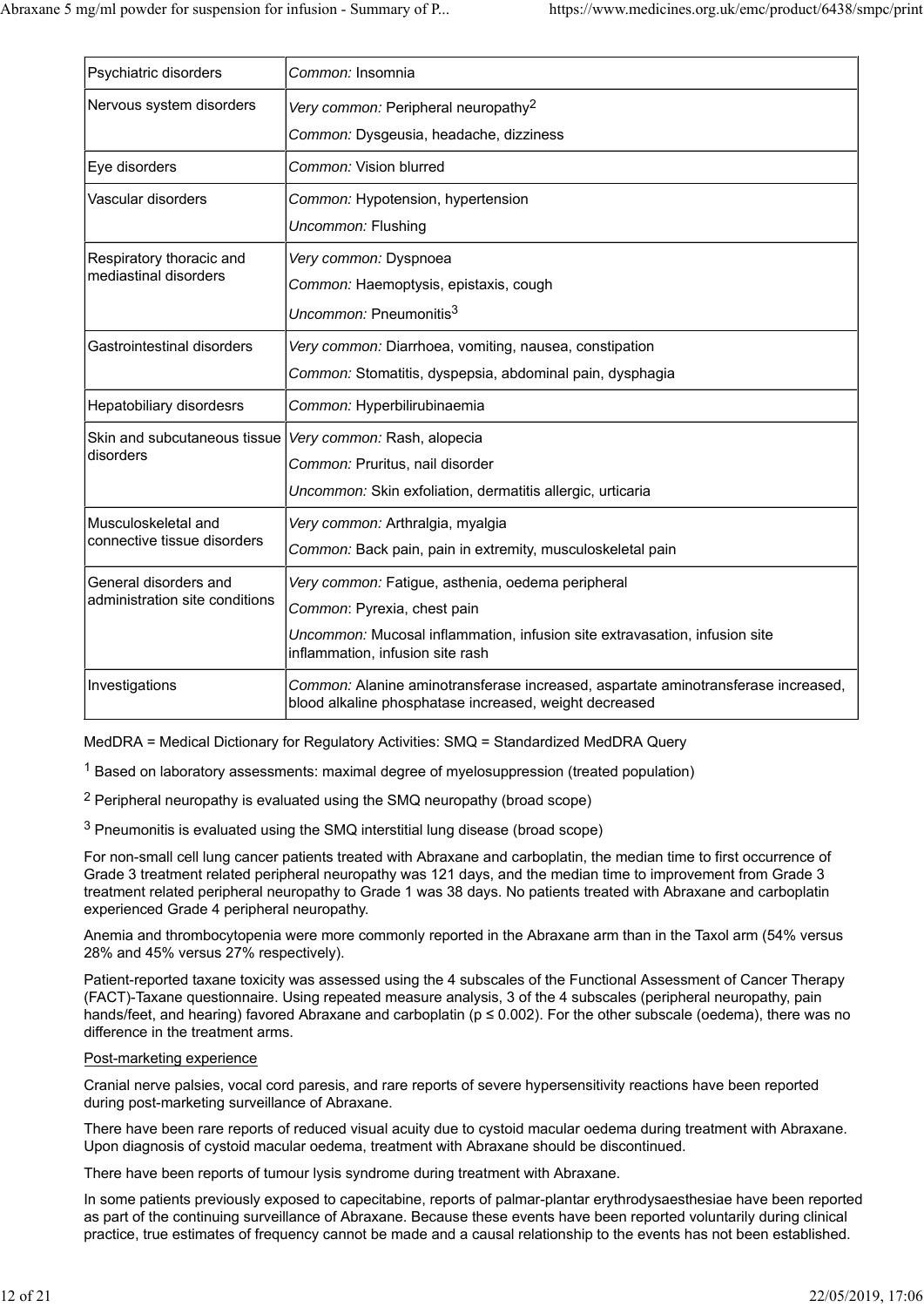| | |
|---|---|
| Psychiatric disorders | *Common:* Insomnia |
| Nervous system disorders | *Very common:* Peripheral neuropathy[2]<br>*Common:* Dysgeusia, headache, dizziness |
| Eye disorders | *Common:* Vision blurred |
| Vascular disorders | *Common:* Hypotension, hypertension<br>*Uncommon:* Flushing |
| Respiratory thoracic and mediastinal disorders | *Very common:* Dyspnoea<br>*Common:* Haemoptysis, epistaxis, cough<br>*Uncommon:* Pneumonitis[3] |
| Gastrointestinal disorders | *Very common:* Diarrhoea, vomiting, nausea, constipation<br>*Common:* Stomatitis, dyspepsia, abdominal pain, dysphagia |
| Hepatobiliary disordesrs | *Common:* Hyperbilirubinaemia |
| Skin and subcutaneous tissue disorders | *Very common:* Rash, alopecia<br>*Common:* Pruritus, nail disorder<br>*Uncommon:* Skin exfoliation, dermatitis allergic, urticaria |
| Musculoskeletal and connective tissue disorders | *Very common:* Arthralgia, myalgia<br>*Common:* Back pain, pain in extremity, musculoskeletal pain |
| General disorders and administration site conditions | *Very common:* Fatigue, asthenia, oedema peripheral<br>*Common*: Pyrexia, chest pain<br>*Uncommon:* Mucosal inflammation, infusion site extravasation, infusion site inflammation, infusion site rash |
| Investigations | *Common:* Alanine aminotransferase increased, aspartate aminotransferase increased, blood alkaline phosphatase increased, weight decreased |

MedDRA = Medical Dictionary for Regulatory Activities: SMQ = Standardized MedDRA Query

[1] Based on laboratory assessments: maximal degree of myelosuppression (treated population)

[2] Peripheral neuropathy is evaluated using the SMQ neuropathy (broad scope)

[3] Pneumonitis is evaluated using the SMQ interstitial lung disease (broad scope)

For non-small cell lung cancer patients treated with Abraxane and carboplatin, the median time to first occurrence of Grade 3 treatment related peripheral neuropathy was 121 days, and the median time to improvement from Grade 3 treatment related peripheral neuropathy to Grade 1 was 38 days. No patients treated with Abraxane and carboplatin experienced Grade 4 peripheral neuropathy.

Anemia and thrombocytopenia were more commonly reported in the Abraxane arm than in the Taxol arm (54% versus 28% and 45% versus 27% respectively).

Patient-reported taxane toxicity was assessed using the 4 subscales of the Functional Assessment of Cancer Therapy (FACT)-Taxane questionnaire. Using repeated measure analysis, 3 of the 4 subscales (peripheral neuropathy, pain hands/feet, and hearing) favored Abraxane and carboplatin ($p \leq 0.002$). For the other subscale (oedema), there was no difference in the treatment arms.

Post-marketing experience

Cranial nerve palsies, vocal cord paresis, and rare reports of severe hypersensitivity reactions have been reported during post-marketing surveillance of Abraxane.

There have been rare reports of reduced visual acuity due to cystoid macular oedema during treatment with Abraxane. Upon diagnosis of cystoid macular oedema, treatment with Abraxane should be discontinued.

There have been reports of tumour lysis syndrome during treatment with Abraxane.

In some patients previously exposed to capecitabine, reports of palmar-plantar erythrodysaesthesiae have been reported as part of the continuing surveillance of Abraxane. Because these events have been reported voluntarily during clinical practice, true estimates of frequency cannot be made and a causal relationship to the events has not been established.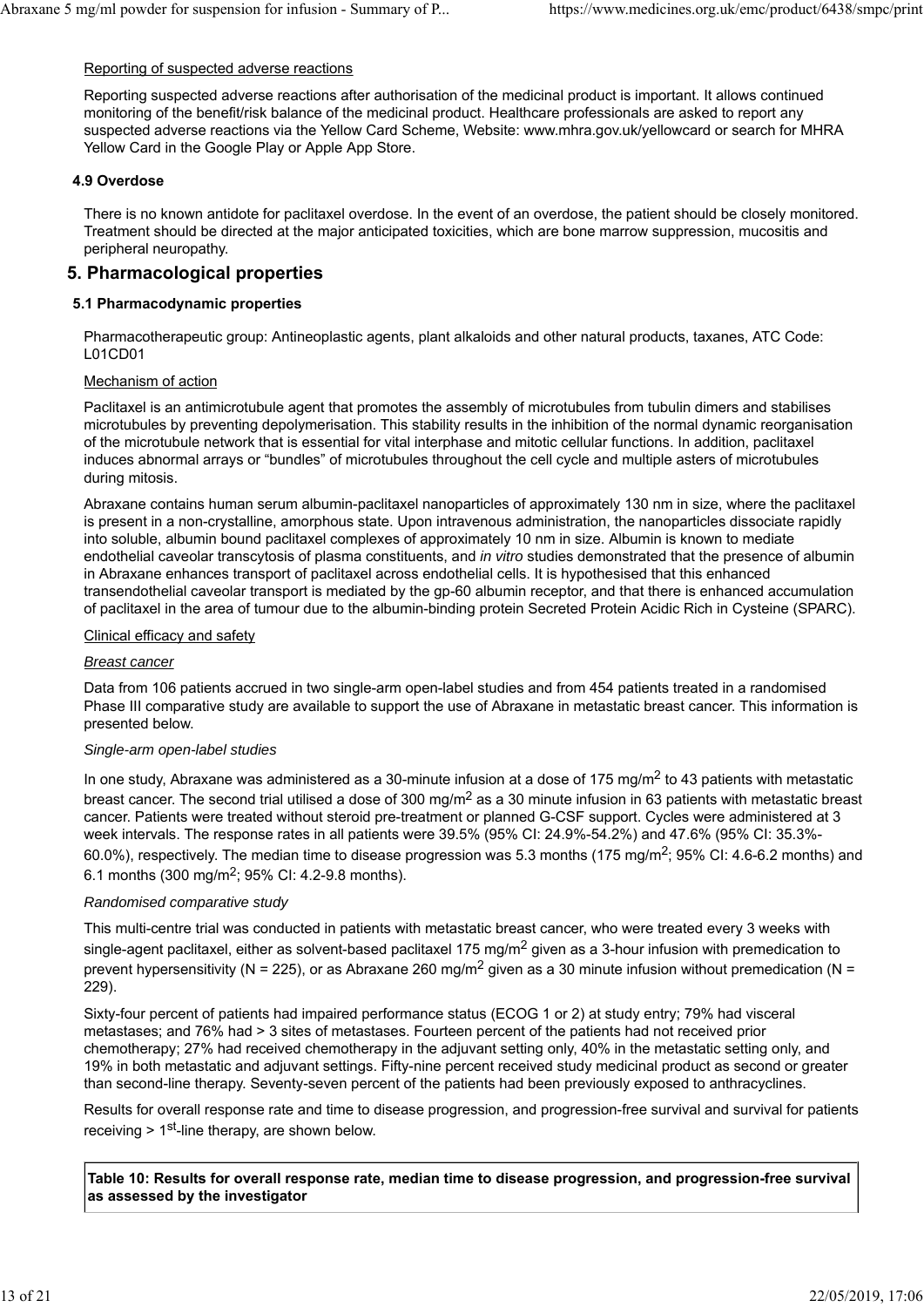Reporting of suspected adverse reactions

Reporting suspected adverse reactions after authorisation of the medicinal product is important. It allows continued monitoring of the benefit/risk balance of the medicinal product. Healthcare professionals are asked to report any suspected adverse reactions via the Yellow Card Scheme, Website: www.mhra.gov.uk/yellowcard or search for MHRA Yellow Card in the Google Play or Apple App Store.

### 4.9 Overdose

There is no known antidote for paclitaxel overdose. In the event of an overdose, the patient should be closely monitored. Treatment should be directed at the major anticipated toxicities, which are bone marrow suppression, mucositis and peripheral neuropathy.

## 5. Pharmacological properties

### 5.1 Pharmacodynamic properties

Pharmacotherapeutic group: Antineoplastic agents, plant alkaloids and other natural products, taxanes, ATC Code: L01CD01

Mechanism of action

Paclitaxel is an antimicrotubule agent that promotes the assembly of microtubules from tubulin dimers and stabilises microtubules by preventing depolymerisation. This stability results in the inhibition of the normal dynamic reorganisation of the microtubule network that is essential for vital interphase and mitotic cellular functions. In addition, paclitaxel induces abnormal arrays or "bundles" of microtubules throughout the cell cycle and multiple asters of microtubules during mitosis.

Abraxane contains human serum albumin-paclitaxel nanoparticles of approximately 130 nm in size, where the paclitaxel is present in a non-crystalline, amorphous state. Upon intravenous administration, the nanoparticles dissociate rapidly into soluble, albumin bound paclitaxel complexes of approximately 10 nm in size. Albumin is known to mediate endothelial caveolar transcytosis of plasma constituents, and *in vitro* studies demonstrated that the presence of albumin in Abraxane enhances transport of paclitaxel across endothelial cells. It is hypothesised that this enhanced transendothelial caveolar transport is mediated by the gp-60 albumin receptor, and that there is enhanced accumulation of paclitaxel in the area of tumour due to the albumin-binding protein Secreted Protein Acidic Rich in Cysteine (SPARC).

Clinical efficacy and safety

*Breast cancer*

Data from 106 patients accrued in two single-arm open-label studies and from 454 patients treated in a randomised Phase III comparative study are available to support the use of Abraxane in metastatic breast cancer. This information is presented below.

*Single-arm open-label studies*

In one study, Abraxane was administered as a 30-minute infusion at a dose of 175 mg/m$^2$ to 43 patients with metastatic breast cancer. The second trial utilised a dose of 300 mg/m$^2$ as a 30 minute infusion in 63 patients with metastatic breast cancer. Patients were treated without steroid pre-treatment or planned G-CSF support. Cycles were administered at 3 week intervals. The response rates in all patients were 39.5% (95% CI: 24.9%-54.2%) and 47.6% (95% CI: 35.3%-60.0%), respectively. The median time to disease progression was 5.3 months (175 mg/m$^2$; 95% CI: 4.6-6.2 months) and 6.1 months (300 mg/m$^2$; 95% CI: 4.2-9.8 months).

*Randomised comparative study*

This multi-centre trial was conducted in patients with metastatic breast cancer, who were treated every 3 weeks with single-agent paclitaxel, either as solvent-based paclitaxel 175 mg/m$^2$ given as a 3-hour infusion with premedication to prevent hypersensitivity (N = 225), or as Abraxane 260 mg/m$^2$ given as a 30 minute infusion without premedication (N = 229).

Sixty-four percent of patients had impaired performance status (ECOG 1 or 2) at study entry; 79% had visceral metastases; and 76% had > 3 sites of metastases. Fourteen percent of the patients had not received prior chemotherapy; 27% had received chemotherapy in the adjuvant setting only, 40% in the metastatic setting only, and 19% in both metastatic and adjuvant settings. Fifty-nine percent received study medicinal product as second or greater than second-line therapy. Seventy-seven percent of the patients had been previously exposed to anthracyclines.

Results for overall response rate and time to disease progression, and progression-free survival and survival for patients receiving > 1$^{st}$-line therapy, are shown below.

**Table 10: Results for overall response rate, median time to disease progression, and progression-free survival as assessed by the investigator**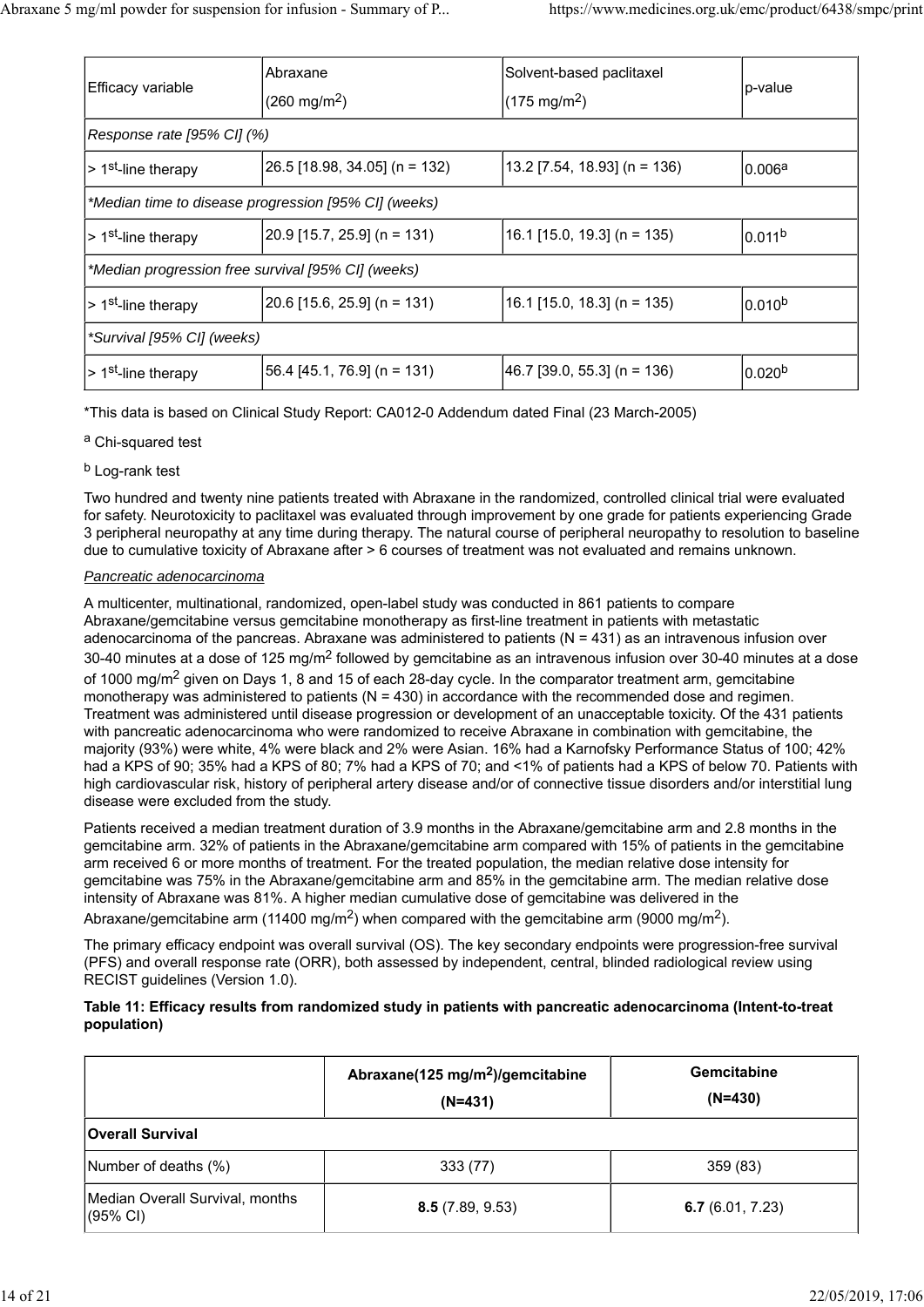| Efficacy variable | Abraxane (260 mg/m$^2$) | Solvent-based paclitaxel (175 mg/m$^2$) | p-value |
|---|---|---|---|
| *Response rate [95% CI] (%)* | | | |
| > 1$^{st}$-line therapy | 26.5 [18.98, 34.05] (n = 132) | 13.2 [7.54, 18.93] (n = 136) | 0.006[a] |
| *\*Median time to disease progression [95% CI] (weeks)* | | | |
| > 1$^{st}$-line therapy | 20.9 [15.7, 25.9] (n = 131) | 16.1 [15.0, 19.3] (n = 135) | 0.011[b] |
| *\*Median progression free survival [95% CI] (weeks)* | | | |
| > 1$^{st}$-line therapy | 20.6 [15.6, 25.9] (n = 131) | 16.1 [15.0, 18.3] (n = 135) | 0.010[b] |
| *\*Survival [95% CI] (weeks)* | | | |
| > 1$^{st}$-line therapy | 56.4 [45.1, 76.9] (n = 131) | 46.7 [39.0, 55.3] (n = 136) | 0.020[b] |

*This data is based on Clinical Study Report: CA012-0 Addendum dated Final (23 March-2005)

[a] Chi-squared test

[b] Log-rank test

Two hundred and twenty nine patients treated with Abraxane in the randomized, controlled clinical trial were evaluated for safety. Neurotoxicity to paclitaxel was evaluated through improvement by one grade for patients experiencing Grade 3 peripheral neuropathy at any time during therapy. The natural course of peripheral neuropathy to resolution to baseline due to cumulative toxicity of Abraxane after > 6 courses of treatment was not evaluated and remains unknown.

*Pancreatic adenocarcinoma*

A multicenter, multinational, randomized, open-label study was conducted in 861 patients to compare Abraxane/gemcitabine versus gemcitabine monotherapy as first-line treatment in patients with metastatic adenocarcinoma of the pancreas. Abraxane was administered to patients (N = 431) as an intravenous infusion over 30-40 minutes at a dose of 125 mg/m$^2$ followed by gemcitabine as an intravenous infusion over 30-40 minutes at a dose of 1000 mg/m$^2$ given on Days 1, 8 and 15 of each 28-day cycle. In the comparator treatment arm, gemcitabine monotherapy was administered to patients (N = 430) in accordance with the recommended dose and regimen. Treatment was administered until disease progression or development of an unacceptable toxicity. Of the 431 patients with pancreatic adenocarcinoma who were randomized to receive Abraxane in combination with gemcitabine, the majority (93%) were white, 4% were black and 2% were Asian. 16% had a Karnofsky Performance Status of 100; 42% had a KPS of 90; 35% had a KPS of 80; 7% had a KPS of 70; and <1% of patients had a KPS of below 70. Patients with high cardiovascular risk, history of peripheral artery disease and/or of connective tissue disorders and/or interstitial lung disease were excluded from the study.

Patients received a median treatment duration of 3.9 months in the Abraxane/gemcitabine arm and 2.8 months in the gemcitabine arm. 32% of patients in the Abraxane/gemcitabine arm compared with 15% of patients in the gemcitabine arm received 6 or more months of treatment. For the treated population, the median relative dose intensity for gemcitabine was 75% in the Abraxane/gemcitabine arm and 85% in the gemcitabine arm. The median relative dose intensity of Abraxane was 81%. A higher median cumulative dose of gemcitabine was delivered in the Abraxane/gemcitabine arm (11400 mg/m$^2$) when compared with the gemcitabine arm (9000 mg/m$^2$).

The primary efficacy endpoint was overall survival (OS). The key secondary endpoints were progression-free survival (PFS) and overall response rate (ORR), both assessed by independent, central, blinded radiological review using RECIST guidelines (Version 1.0).

**Table 11: Efficacy results from randomized study in patients with pancreatic adenocarcinoma (Intent-to-treat population)**

| | **Abraxane(125 mg/m$^2$)/gemcitabine (N=431)** | **Gemcitabine (N=430)** |
|---|---|---|
| **Overall Survival** | | |
| Number of deaths (%) | 333 (77) | 359 (83) |
| Median Overall Survival, months (95% CI) | **8.5** (7.89, 9.53) | **6.7** (6.01, 7.23) |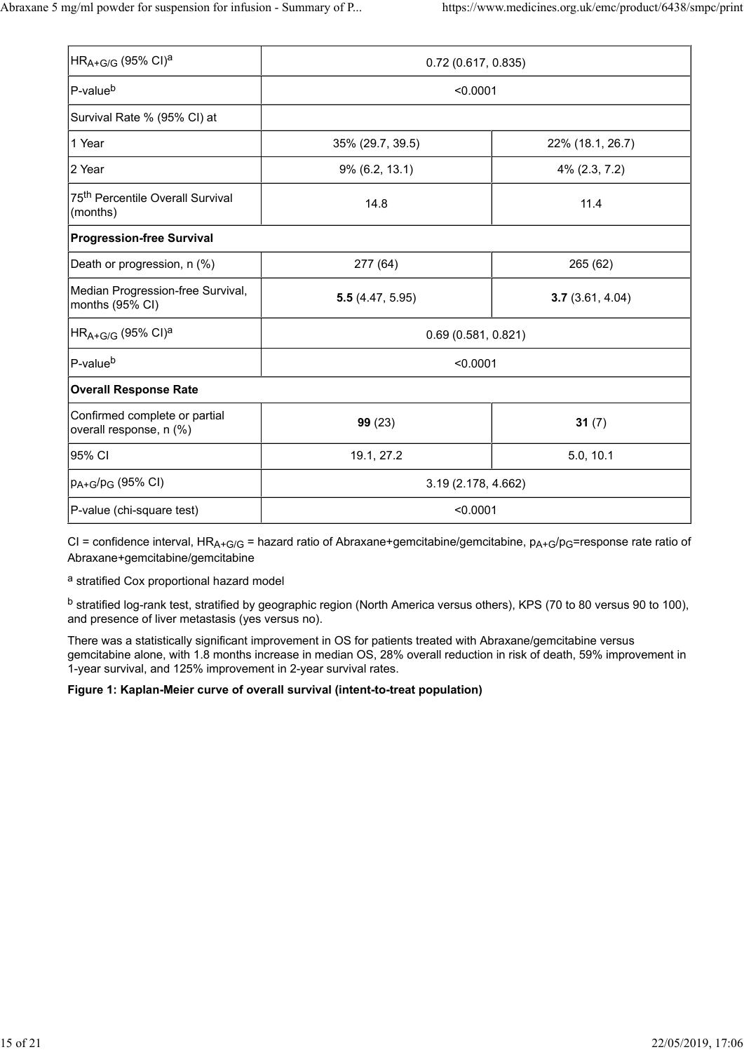| | | |
|---|---|---|
| $HR_{A+G/G}$ (95% CI)[a] | 0.72 (0.617, 0.835) | |
| P-value[b] | <0.0001 | |
| Survival Rate % (95% CI) at | | |
| 1 Year | 35% (29.7, 39.5) | 22% (18.1, 26.7) |
| 2 Year | 9% (6.2, 13.1) | 4% (2.3, 7.2) |
| 75[th] Percentile Overall Survival (months) | 14.8 | 11.4 |
| **Progression-free Survival** | | |
| Death or progression, n (%) | 277 (64) | 265 (62) |
| Median Progression-free Survival, months (95% CI) | **5.5** (4.47, 5.95) | **3.7** (3.61, 4.04) |
| $HR_{A+G/G}$ (95% CI)[a] | 0.69 (0.581, 0.821) | |
| P-value[b] | <0.0001 | |
| **Overall Response Rate** | | |
| Confirmed complete or partial overall response, n (%) | **99** (23) | **31** (7) |
| 95% CI | 19.1, 27.2 | 5.0, 10.1 |
| $p_{A+G}/p_G$ (95% CI) | 3.19 (2.178, 4.662) | |
| P-value (chi-square test) | <0.0001 | |

CI = confidence interval, $HR_{A+G/G}$ = hazard ratio of Abraxane+gemcitabine/gemcitabine, $p_{A+G}/p_G$=response rate ratio of Abraxane+gemcitabine/gemcitabine

[a] stratified Cox proportional hazard model

[b] stratified log-rank test, stratified by geographic region (North America versus others), KPS (70 to 80 versus 90 to 100), and presence of liver metastasis (yes versus no).

There was a statistically significant improvement in OS for patients treated with Abraxane/gemcitabine versus gemcitabine alone, with 1.8 months increase in median OS, 28% overall reduction in risk of death, 59% improvement in 1-year survival, and 125% improvement in 2-year survival rates.

**Figure 1: Kaplan-Meier curve of overall survival (intent-to-treat population)**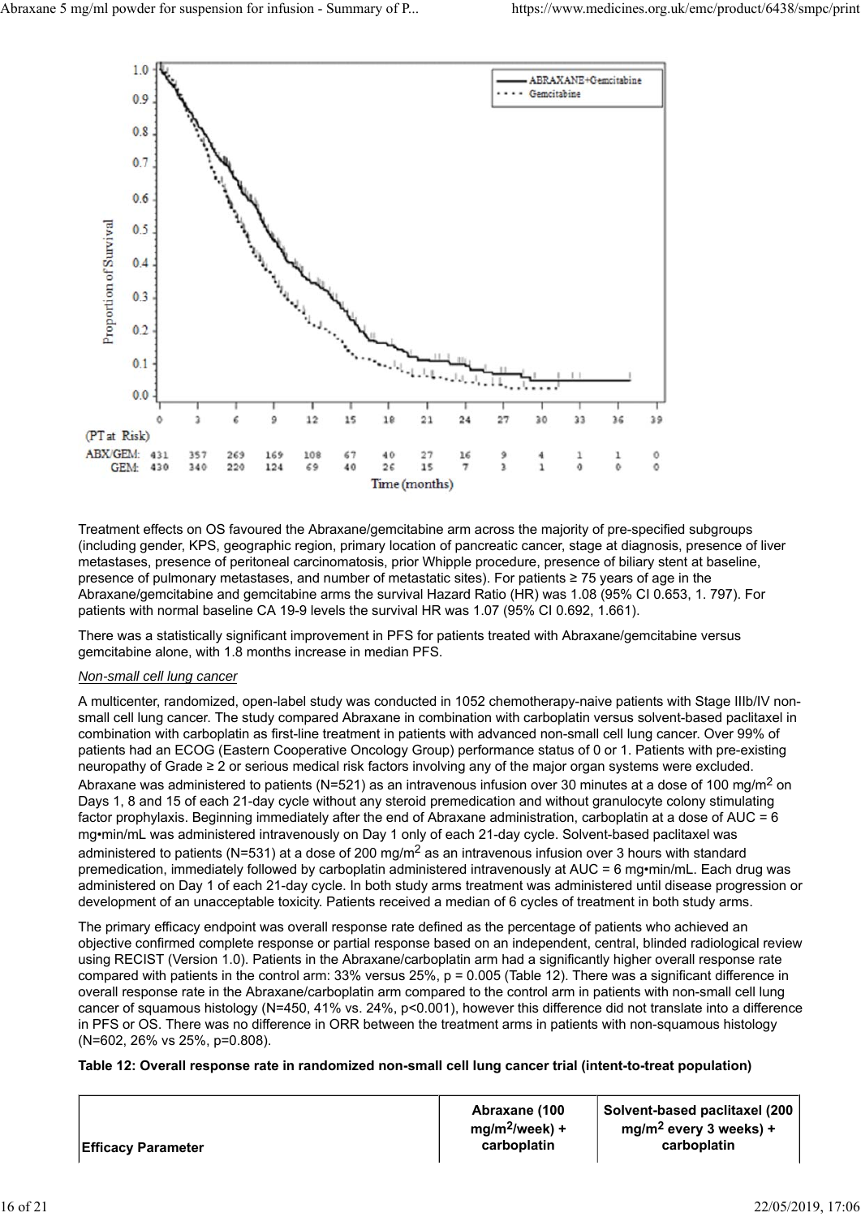| (PT at Risk) | 0 | 3 | 6 | 9 | 12 | 15 | 18 | 21 | 24 | 27 | 30 | 33 | 36 | 39 |
|---|---|---|---|---|---|---|---|---|---|---|---|---|---|---|
| ABX/GEM: | 431 | 357 | 269 | 169 | 108 | 67 | 40 | 27 | 16 | 9 | 4 | 1 | 1 | 0 |
| GEM: | 430 | 340 | 220 | 124 | 69 | 40 | 26 | 15 | 7 | 3 | 1 | 0 | 0 | 0 |

Time (months)

Treatment effects on OS favoured the Abraxane/gemcitabine arm across the majority of pre-specified subgroups (including gender, KPS, geographic region, primary location of pancreatic cancer, stage at diagnosis, presence of liver metastases, presence of peritoneal carcinomatosis, prior Whipple procedure, presence of biliary stent at baseline, presence of pulmonary metastases, and number of metastatic sites). For patients ≥ 75 years of age in the Abraxane/gemcitabine and gemcitabine arms the survival Hazard Ratio (HR) was 1.08 (95% CI 0.653, 1. 797). For patients with normal baseline CA 19-9 levels the survival HR was 1.07 (95% CI 0.692, 1.661).

There was a statistically significant improvement in PFS for patients treated with Abraxane/gemcitabine versus gemcitabine alone, with 1.8 months increase in median PFS.

*Non-small cell lung cancer*

A multicenter, randomized, open-label study was conducted in 1052 chemotherapy-naive patients with Stage IIIb/IV non-small cell lung cancer. The study compared Abraxane in combination with carboplatin versus solvent-based paclitaxel in combination with carboplatin as first-line treatment in patients with advanced non-small cell lung cancer. Over 99% of patients had an ECOG (Eastern Cooperative Oncology Group) performance status of 0 or 1. Patients with pre-existing neuropathy of Grade ≥ 2 or serious medical risk factors involving any of the major organ systems were excluded. Abraxane was administered to patients (N=521) as an intravenous infusion over 30 minutes at a dose of 100 mg/m$^2$ on Days 1, 8 and 15 of each 21-day cycle without any steroid premedication and without granulocyte colony stimulating factor prophylaxis. Beginning immediately after the end of Abraxane administration, carboplatin at a dose of AUC = 6 mg•min/mL was administered intravenously on Day 1 only of each 21-day cycle. Solvent-based paclitaxel was administered to patients (N=531) at a dose of 200 mg/m$^2$ as an intravenous infusion over 3 hours with standard premedication, immediately followed by carboplatin administered intravenously at AUC = 6 mg•min/mL. Each drug was administered on Day 1 of each 21-day cycle. In both study arms treatment was administered until disease progression or development of an unacceptable toxicity. Patients received a median of 6 cycles of treatment in both study arms.

The primary efficacy endpoint was overall response rate defined as the percentage of patients who achieved an objective confirmed complete response or partial response based on an independent, central, blinded radiological review using RECIST (Version 1.0). Patients in the Abraxane/carboplatin arm had a significantly higher overall response rate compared with patients in the control arm: 33% versus 25%, p = 0.005 (Table 12). There was a significant difference in overall response rate in the Abraxane/carboplatin arm compared to the control arm in patients with non-small cell lung cancer of squamous histology (N=450, 41% vs. 24%, p<0.001), however this difference did not translate into a difference in PFS or OS. There was no difference in ORR between the treatment arms in patients with non-squamous histology (N=602, 26% vs 25%, p=0.808).

**Table 12: Overall response rate in randomized non-small cell lung cancer trial (intent-to-treat population)**

| Efficacy Parameter | Abraxane (100 mg/m$^2$/week) + carboplatin | Solvent-based paclitaxel (200 mg/m$^2$ every 3 weeks) + carboplatin |
|---|---|---|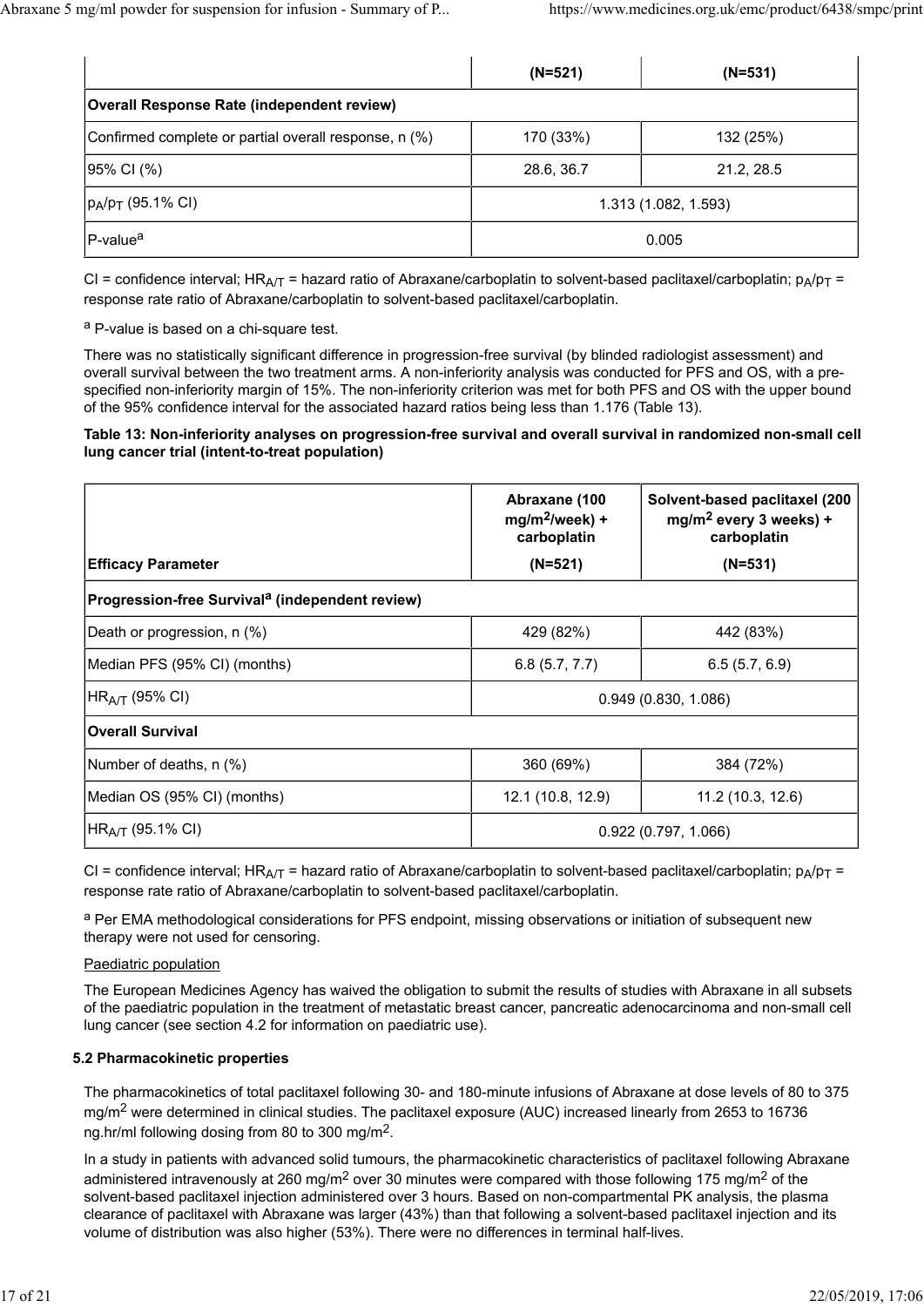| | (N=521) | (N=531) |
|---|---|---|
| **Overall Response Rate (independent review)** | | |
| Confirmed complete or partial overall response, n (%) | 170 (33%) | 132 (25%) |
| 95% CI (%) | 28.6, 36.7 | 21.2, 28.5 |
| $p_A/p_T$ (95.1% CI) | 1.313 (1.082, 1.593) | |
| P-value[a] | 0.005 | |

CI = confidence interval; $HR_{A/T}$ = hazard ratio of Abraxane/carboplatin to solvent-based paclitaxel/carboplatin; $p_A/p_T$ = response rate ratio of Abraxane/carboplatin to solvent-based paclitaxel/carboplatin.

[a] P-value is based on a chi-square test.

There was no statistically significant difference in progression-free survival (by blinded radiologist assessment) and overall survival between the two treatment arms. A non-inferiority analysis was conducted for PFS and OS, with a pre-specified non-inferiority margin of 15%. The non-inferiority criterion was met for both PFS and OS with the upper bound of the 95% confidence interval for the associated hazard ratios being less than 1.176 (Table 13).

**Table 13: Non-inferiority analyses on progression-free survival and overall survival in randomized non-small cell lung cancer trial (intent-to-treat population)**

| Efficacy Parameter | Abraxane (100 mg/m²/week) + carboplatin (N=521) | Solvent-based paclitaxel (200 mg/m² every 3 weeks) + carboplatin (N=531) |
|---|---|---|
| **Progression-free Survival[a] (independent review)** | | |
| Death or progression, n (%) | 429 (82%) | 442 (83%) |
| Median PFS (95% CI) (months) | 6.8 (5.7, 7.7) | 6.5 (5.7, 6.9) |
| $HR_{A/T}$ (95% CI) | 0.949 (0.830, 1.086) | |
| **Overall Survival** | | |
| Number of deaths, n (%) | 360 (69%) | 384 (72%) |
| Median OS (95% CI) (months) | 12.1 (10.8, 12.9) | 11.2 (10.3, 12.6) |
| $HR_{A/T}$ (95.1% CI) | 0.922 (0.797, 1.066) | |

CI = confidence interval; $HR_{A/T}$ = hazard ratio of Abraxane/carboplatin to solvent-based paclitaxel/carboplatin; $p_A/p_T$ = response rate ratio of Abraxane/carboplatin to solvent-based paclitaxel/carboplatin.

[a] Per EMA methodological considerations for PFS endpoint, missing observations or initiation of subsequent new therapy were not used for censoring.

Paediatric population

The European Medicines Agency has waived the obligation to submit the results of studies with Abraxane in all subsets of the paediatric population in the treatment of metastatic breast cancer, pancreatic adenocarcinoma and non-small cell lung cancer (see section 4.2 for information on paediatric use).

**5.2 Pharmacokinetic properties**

The pharmacokinetics of total paclitaxel following 30- and 180-minute infusions of Abraxane at dose levels of 80 to 375 mg/m² were determined in clinical studies. The paclitaxel exposure (AUC) increased linearly from 2653 to 16736 ng.hr/ml following dosing from 80 to 300 mg/m².

In a study in patients with advanced solid tumours, the pharmacokinetic characteristics of paclitaxel following Abraxane administered intravenously at 260 mg/m² over 30 minutes were compared with those following 175 mg/m² of the solvent-based paclitaxel injection administered over 3 hours. Based on non-compartmental PK analysis, the plasma clearance of paclitaxel with Abraxane was larger (43%) than that following a solvent-based paclitaxel injection and its volume of distribution was also higher (53%). There were no differences in terminal half-lives.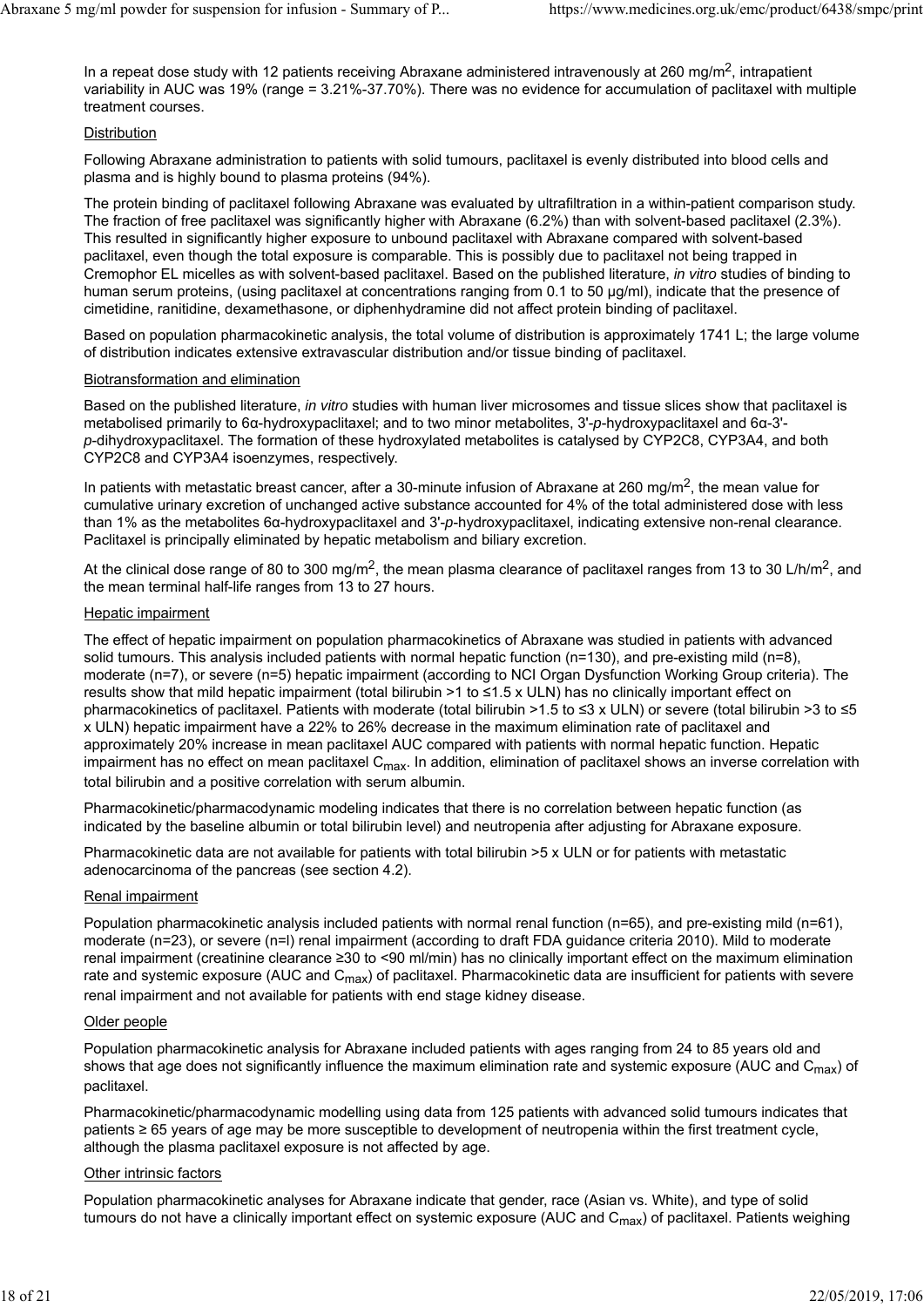In a repeat dose study with 12 patients receiving Abraxane administered intravenously at 260 mg/m$^2$, intrapatient variability in AUC was 19% (range = 3.21%-37.70%). There was no evidence for accumulation of paclitaxel with multiple treatment courses.

Distribution

Following Abraxane administration to patients with solid tumours, paclitaxel is evenly distributed into blood cells and plasma and is highly bound to plasma proteins (94%).

The protein binding of paclitaxel following Abraxane was evaluated by ultrafiltration in a within-patient comparison study. The fraction of free paclitaxel was significantly higher with Abraxane (6.2%) than with solvent-based paclitaxel (2.3%). This resulted in significantly higher exposure to unbound paclitaxel with Abraxane compared with solvent-based paclitaxel, even though the total exposure is comparable. This is possibly due to paclitaxel not being trapped in Cremophor EL micelles as with solvent-based paclitaxel. Based on the published literature, *in vitro* studies of binding to human serum proteins, (using paclitaxel at concentrations ranging from 0.1 to 50 µg/ml), indicate that the presence of cimetidine, ranitidine, dexamethasone, or diphenhydramine did not affect protein binding of paclitaxel.

Based on population pharmacokinetic analysis, the total volume of distribution is approximately 1741 L; the large volume of distribution indicates extensive extravascular distribution and/or tissue binding of paclitaxel.

Biotransformation and elimination

Based on the published literature, *in vitro* studies with human liver microsomes and tissue slices show that paclitaxel is metabolised primarily to 6α-hydroxypaclitaxel; and to two minor metabolites, 3'-*p*-hydroxypaclitaxel and 6α-3'-*p*-dihydroxypaclitaxel. The formation of these hydroxylated metabolites is catalysed by CYP2C8, CYP3A4, and both CYP2C8 and CYP3A4 isoenzymes, respectively.

In patients with metastatic breast cancer, after a 30-minute infusion of Abraxane at 260 mg/m$^2$, the mean value for cumulative urinary excretion of unchanged active substance accounted for 4% of the total administered dose with less than 1% as the metabolites 6α-hydroxypaclitaxel and 3'-*p*-hydroxypaclitaxel, indicating extensive non-renal clearance. Paclitaxel is principally eliminated by hepatic metabolism and biliary excretion.

At the clinical dose range of 80 to 300 mg/m$^2$, the mean plasma clearance of paclitaxel ranges from 13 to 30 L/h/m$^2$, and the mean terminal half-life ranges from 13 to 27 hours.

Hepatic impairment

The effect of hepatic impairment on population pharmacokinetics of Abraxane was studied in patients with advanced solid tumours. This analysis included patients with normal hepatic function (n=130), and pre-existing mild (n=8), moderate (n=7), or severe (n=5) hepatic impairment (according to NCI Organ Dysfunction Working Group criteria). The results show that mild hepatic impairment (total bilirubin >1 to ≤1.5 x ULN) has no clinically important effect on pharmacokinetics of paclitaxel. Patients with moderate (total bilirubin >1.5 to ≤3 x ULN) or severe (total bilirubin >3 to ≤5 x ULN) hepatic impairment have a 22% to 26% decrease in the maximum elimination rate of paclitaxel and approximately 20% increase in mean paclitaxel AUC compared with patients with normal hepatic function. Hepatic impairment has no effect on mean paclitaxel $C_{max}$. In addition, elimination of paclitaxel shows an inverse correlation with total bilirubin and a positive correlation with serum albumin.

Pharmacokinetic/pharmacodynamic modeling indicates that there is no correlation between hepatic function (as indicated by the baseline albumin or total bilirubin level) and neutropenia after adjusting for Abraxane exposure.

Pharmacokinetic data are not available for patients with total bilirubin >5 x ULN or for patients with metastatic adenocarcinoma of the pancreas (see section 4.2).

Renal impairment

Population pharmacokinetic analysis included patients with normal renal function (n=65), and pre-existing mild (n=61), moderate (n=23), or severe (n=l) renal impairment (according to draft FDA guidance criteria 2010). Mild to moderate renal impairment (creatinine clearance ≥30 to <90 ml/min) has no clinically important effect on the maximum elimination rate and systemic exposure (AUC and $C_{max}$) of paclitaxel. Pharmacokinetic data are insufficient for patients with severe renal impairment and not available for patients with end stage kidney disease.

Older people

Population pharmacokinetic analysis for Abraxane included patients with ages ranging from 24 to 85 years old and shows that age does not significantly influence the maximum elimination rate and systemic exposure (AUC and $C_{max}$) of paclitaxel.

Pharmacokinetic/pharmacodynamic modelling using data from 125 patients with advanced solid tumours indicates that patients ≥ 65 years of age may be more susceptible to development of neutropenia within the first treatment cycle, although the plasma paclitaxel exposure is not affected by age.

Other intrinsic factors

Population pharmacokinetic analyses for Abraxane indicate that gender, race (Asian vs. White), and type of solid tumours do not have a clinically important effect on systemic exposure (AUC and $C_{max}$) of paclitaxel. Patients weighing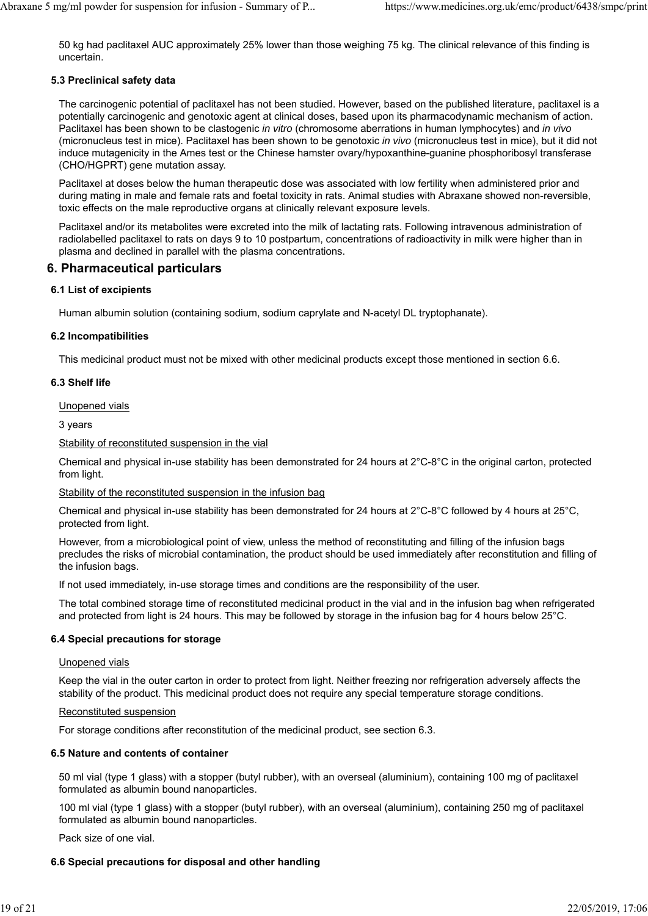50 kg had paclitaxel AUC approximately 25% lower than those weighing 75 kg. The clinical relevance of this finding is uncertain.

### 5.3 Preclinical safety data

The carcinogenic potential of paclitaxel has not been studied. However, based on the published literature, paclitaxel is a potentially carcinogenic and genotoxic agent at clinical doses, based upon its pharmacodynamic mechanism of action. Paclitaxel has been shown to be clastogenic *in vitro* (chromosome aberrations in human lymphocytes) and *in vivo* (micronucleus test in mice). Paclitaxel has been shown to be genotoxic *in vivo* (micronucleus test in mice), but it did not induce mutagenicity in the Ames test or the Chinese hamster ovary/hypoxanthine-guanine phosphoribosyl transferase (CHO/HGPRT) gene mutation assay.

Paclitaxel at doses below the human therapeutic dose was associated with low fertility when administered prior and during mating in male and female rats and foetal toxicity in rats. Animal studies with Abraxane showed non-reversible, toxic effects on the male reproductive organs at clinically relevant exposure levels.

Paclitaxel and/or its metabolites were excreted into the milk of lactating rats. Following intravenous administration of radiolabelled paclitaxel to rats on days 9 to 10 postpartum, concentrations of radioactivity in milk were higher than in plasma and declined in parallel with the plasma concentrations.

## 6. Pharmaceutical particulars

### 6.1 List of excipients

Human albumin solution (containing sodium, sodium caprylate and N-acetyl DL tryptophanate).

### 6.2 Incompatibilities

This medicinal product must not be mixed with other medicinal products except those mentioned in section 6.6.

### 6.3 Shelf life

Unopened vials

3 years

Stability of reconstituted suspension in the vial

Chemical and physical in-use stability has been demonstrated for 24 hours at 2°C-8°C in the original carton, protected from light.

Stability of the reconstituted suspension in the infusion bag

Chemical and physical in-use stability has been demonstrated for 24 hours at 2°C-8°C followed by 4 hours at 25°C, protected from light.

However, from a microbiological point of view, unless the method of reconstituting and filling of the infusion bags precludes the risks of microbial contamination, the product should be used immediately after reconstitution and filling of the infusion bags.

If not used immediately, in-use storage times and conditions are the responsibility of the user.

The total combined storage time of reconstituted medicinal product in the vial and in the infusion bag when refrigerated and protected from light is 24 hours. This may be followed by storage in the infusion bag for 4 hours below 25°C.

### 6.4 Special precautions for storage

Unopened vials

Keep the vial in the outer carton in order to protect from light. Neither freezing nor refrigeration adversely affects the stability of the product. This medicinal product does not require any special temperature storage conditions.

Reconstituted suspension

For storage conditions after reconstitution of the medicinal product, see section 6.3.

### 6.5 Nature and contents of container

50 ml vial (type 1 glass) with a stopper (butyl rubber), with an overseal (aluminium), containing 100 mg of paclitaxel formulated as albumin bound nanoparticles.

100 ml vial (type 1 glass) with a stopper (butyl rubber), with an overseal (aluminium), containing 250 mg of paclitaxel formulated as albumin bound nanoparticles.

Pack size of one vial.

### 6.6 Special precautions for disposal and other handling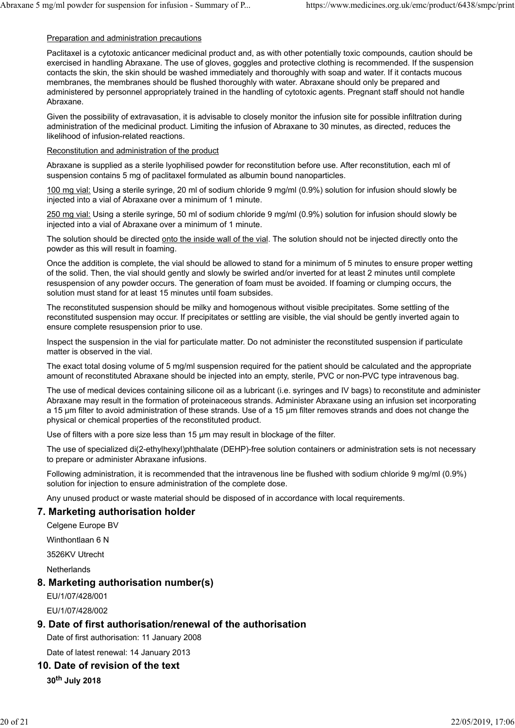Preparation and administration precautions

Paclitaxel is a cytotoxic anticancer medicinal product and, as with other potentially toxic compounds, caution should be exercised in handling Abraxane. The use of gloves, goggles and protective clothing is recommended. If the suspension contacts the skin, the skin should be washed immediately and thoroughly with soap and water. If it contacts mucous membranes, the membranes should be flushed thoroughly with water. Abraxane should only be prepared and administered by personnel appropriately trained in the handling of cytotoxic agents. Pregnant staff should not handle Abraxane.

Given the possibility of extravasation, it is advisable to closely monitor the infusion site for possible infiltration during administration of the medicinal product. Limiting the infusion of Abraxane to 30 minutes, as directed, reduces the likelihood of infusion-related reactions.

Reconstitution and administration of the product

Abraxane is supplied as a sterile lyophilised powder for reconstitution before use. After reconstitution, each ml of suspension contains 5 mg of paclitaxel formulated as albumin bound nanoparticles.

100 mg vial: Using a sterile syringe, 20 ml of sodium chloride 9 mg/ml (0.9%) solution for infusion should slowly be injected into a vial of Abraxane over a minimum of 1 minute.

250 mg vial: Using a sterile syringe, 50 ml of sodium chloride 9 mg/ml (0.9%) solution for infusion should slowly be injected into a vial of Abraxane over a minimum of 1 minute.

The solution should be directed onto the inside wall of the vial. The solution should not be injected directly onto the powder as this will result in foaming.

Once the addition is complete, the vial should be allowed to stand for a minimum of 5 minutes to ensure proper wetting of the solid. Then, the vial should gently and slowly be swirled and/or inverted for at least 2 minutes until complete resuspension of any powder occurs. The generation of foam must be avoided. If foaming or clumping occurs, the solution must stand for at least 15 minutes until foam subsides.

The reconstituted suspension should be milky and homogenous without visible precipitates. Some settling of the reconstituted suspension may occur. If precipitates or settling are visible, the vial should be gently inverted again to ensure complete resuspension prior to use.

Inspect the suspension in the vial for particulate matter. Do not administer the reconstituted suspension if particulate matter is observed in the vial.

The exact total dosing volume of 5 mg/ml suspension required for the patient should be calculated and the appropriate amount of reconstituted Abraxane should be injected into an empty, sterile, PVC or non-PVC type intravenous bag.

The use of medical devices containing silicone oil as a lubricant (i.e. syringes and IV bags) to reconstitute and administer Abraxane may result in the formation of proteinaceous strands. Administer Abraxane using an infusion set incorporating a 15 µm filter to avoid administration of these strands. Use of a 15 µm filter removes strands and does not change the physical or chemical properties of the reconstituted product.

Use of filters with a pore size less than 15 µm may result in blockage of the filter.

The use of specialized di(2-ethylhexyl)phthalate (DEHP)-free solution containers or administration sets is not necessary to prepare or administer Abraxane infusions.

Following administration, it is recommended that the intravenous line be flushed with sodium chloride 9 mg/ml (0.9%) solution for injection to ensure administration of the complete dose.

Any unused product or waste material should be disposed of in accordance with local requirements.

## 7. Marketing authorisation holder

Celgene Europe BV

Winthontlaan 6 N

3526KV Utrecht

Netherlands

## 8. Marketing authorisation number(s)

EU/1/07/428/001

EU/1/07/428/002

## 9. Date of first authorisation/renewal of the authorisation

Date of first authorisation: 11 January 2008

Date of latest renewal: 14 January 2013

## 10. Date of revision of the text

**30th July 2018**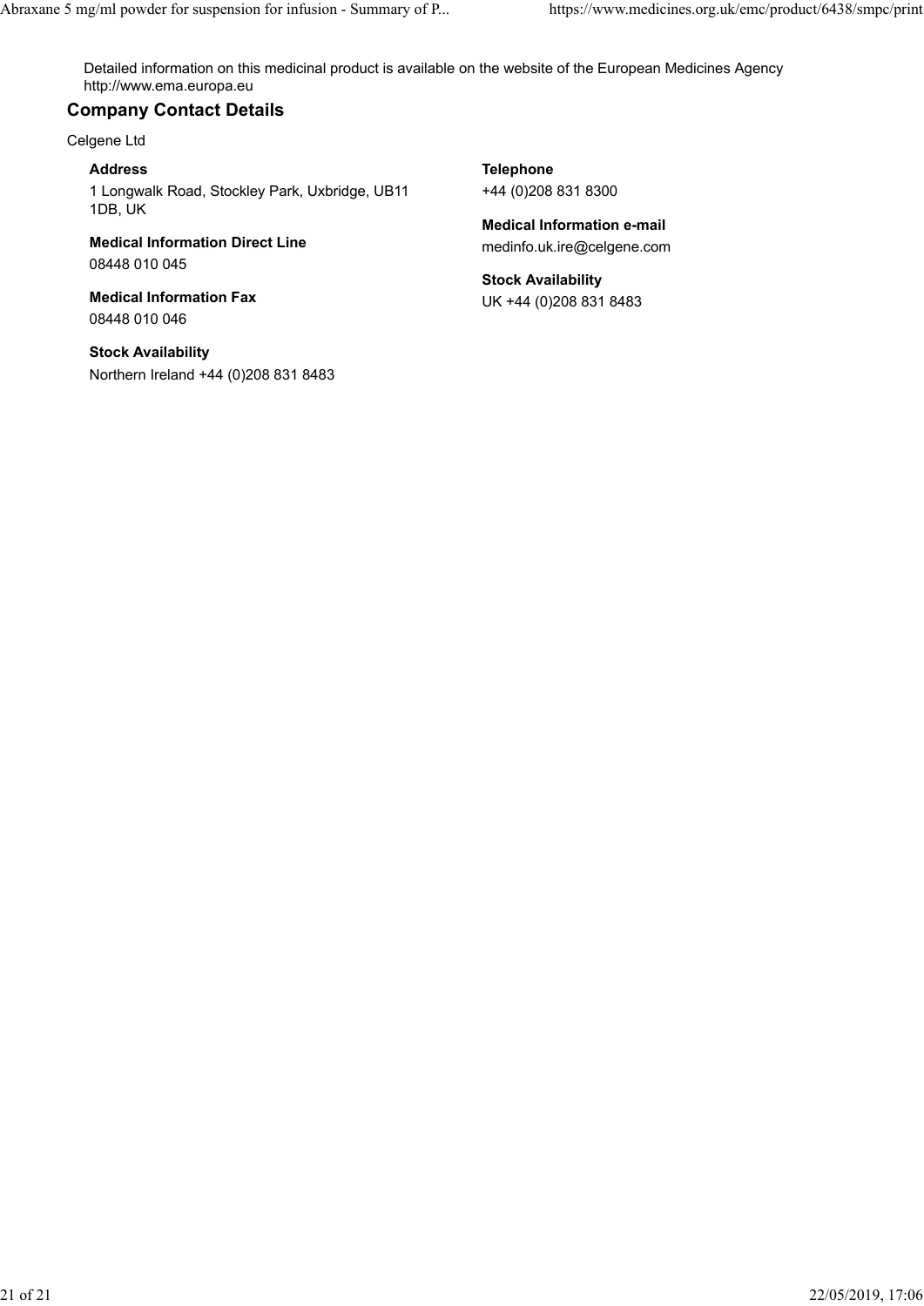Detailed information on this medicinal product is available on the website of the European Medicines Agency http://www.ema.europa.eu

## Company Contact Details

Celgene Ltd

**Address**

1 Longwalk Road, Stockley Park, Uxbridge, UB11 1DB, UK

**Medical Information Direct Line**

08448 010 045

**Medical Information Fax**

08448 010 046

**Stock Availability**

Northern Ireland +44 (0)208 831 8483

**Telephone**

+44 (0)208 831 8300

**Medical Information e-mail**

medinfo.uk.ire@celgene.com

**Stock Availability**

UK +44 (0)208 831 8483